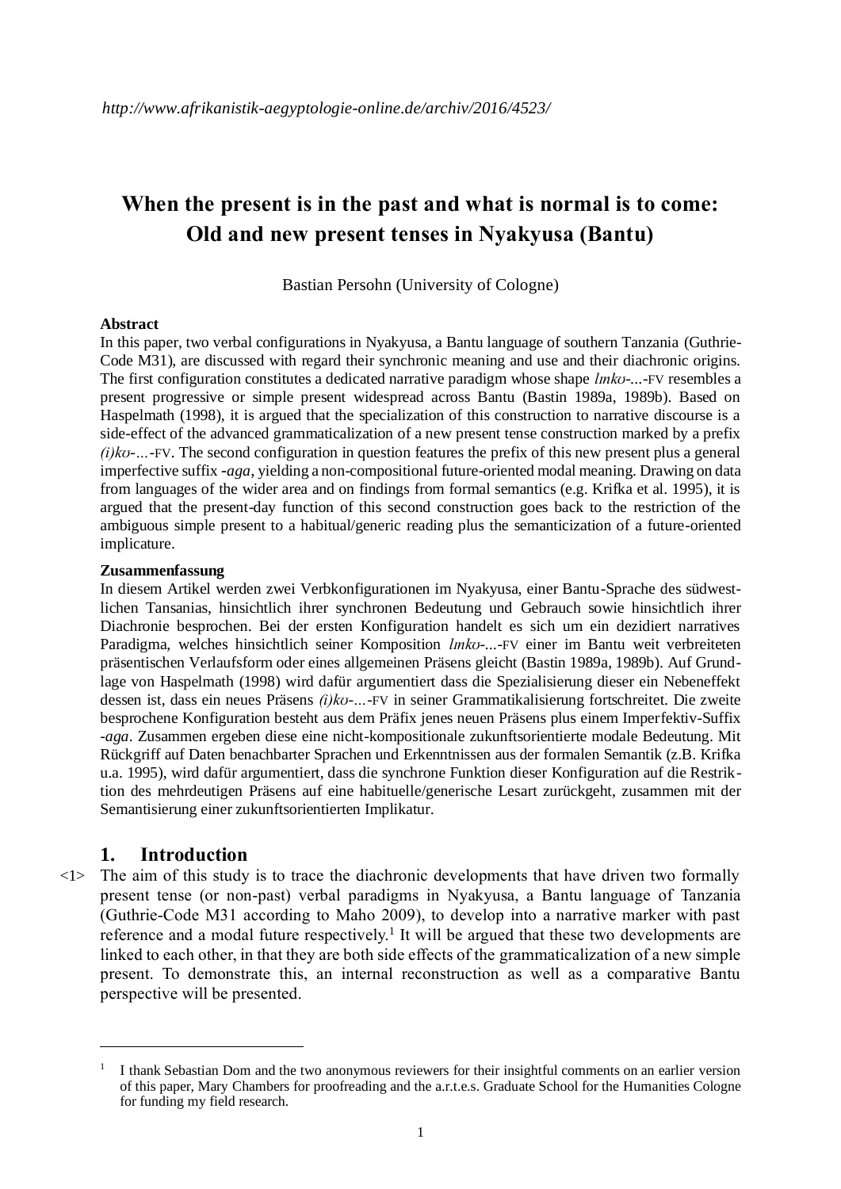*http://www.afrikanistik-aegyptologie-online.de/archiv/2016/4523/*

# When the present is in the past and what is normal is to come: Old and new present tenses in Nyakyusa (Bantu)

Bastian Persohn (University of Cologne)

**Abstract**

In this paper, two verbal configurations in Nyakyusa, a Bantu language of southern Tanzania (Guthrie-Code M31), are discussed with regard their synchronic meaning and use and their diachronic origins. The first configuration constitutes a dedicated narrative paradigm whose shape *lɪnkʊ-...*-FV resembles a present progressive or simple present widespread across Bantu (Bastin 1989a, 1989b). Based on Haspelmath (1998), it is argued that the specialization of this construction to narrative discourse is a side-effect of the advanced grammaticalization of a new present tense construction marked by a prefix *(i)kʊ-...*-FV. The second configuration in question features the prefix of this new present plus a general imperfective suffix *-aga*, yielding a non-compositional future-oriented modal meaning. Drawing on data from languages of the wider area and on findings from formal semantics (e.g. Krifka et al. 1995), it is argued that the present-day function of this second construction goes back to the restriction of the ambiguous simple present to a habitual/generic reading plus the semanticization of a future-oriented implicature.

**Zusammenfassung**

In diesem Artikel werden zwei Verbkonfigurationen im Nyakyusa, einer Bantu-Sprache des südwestlichen Tansanias, hinsichtlich ihrer synchronen Bedeutung und Gebrauch sowie hinsichtlich ihrer Diachronie besprochen. Bei der ersten Konfiguration handelt es sich um ein dezidiert narratives Paradigma, welches hinsichtlich seiner Komposition *lɪnkʊ-...*-FV einer im Bantu weit verbreiteten präsentischen Verlaufsform oder eines allgemeinen Präsens gleicht (Bastin 1989a, 1989b). Auf Grundlage von Haspelmath (1998) wird dafür argumentiert dass die Spezialisierung dieser ein Nebeneffekt dessen ist, dass ein neues Präsens *(i)kʊ-...*-FV in seiner Grammatikalisierung fortschreitet. Die zweite besprochene Konfiguration besteht aus dem Präfix jenes neuen Präsens plus einem Imperfektiv-Suffix *-aga*. Zusammen ergeben diese eine nicht-kompositionale zukunftsorientierte modale Bedeutung. Mit Rückgriff auf Daten benachbarter Sprachen und Erkenntnissen aus der formalen Semantik (z.B. Krifka u.a. 1995), wird dafür argumentiert, dass die synchrone Funktion dieser Konfiguration auf die Restriktion des mehrdeutigen Präsens auf eine habituelle/generische Lesart zurückgeht, zusammen mit der Semantisierung einer zukunftsorientierten Implikatur.

## 1. Introduction

<1> The aim of this study is to trace the diachronic developments that have driven two formally present tense (or non-past) verbal paradigms in Nyakyusa, a Bantu language of Tanzania (Guthrie-Code M31 according to Maho 2009), to develop into a narrative marker with past reference and a modal future respectively.[1] It will be argued that these two developments are linked to each other, in that they are both side effects of the grammaticalization of a new simple present. To demonstrate this, an internal reconstruction as well as a comparative Bantu perspective will be presented.

---

[1] I thank Sebastian Dom and the two anonymous reviewers for their insightful comments on an earlier version of this paper, Mary Chambers for proofreading and the a.r.t.e.s. Graduate School for the Humanities Cologne for funding my field research.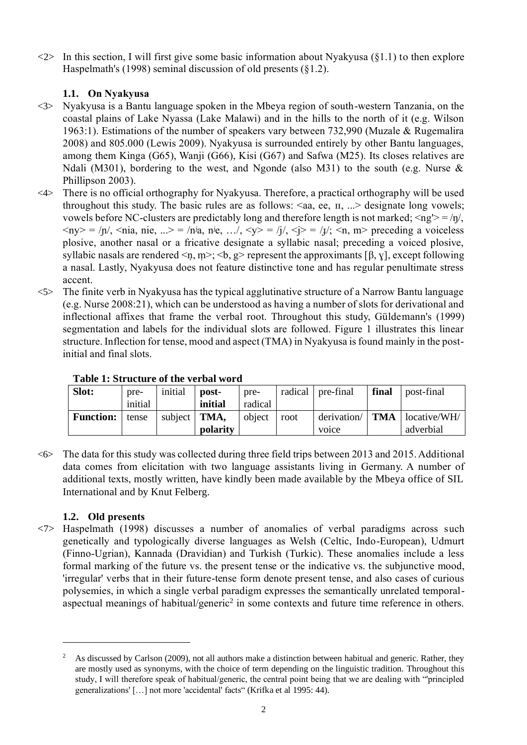<2> In this section, I will first give some basic information about Nyakyusa (§1.1) to then explore Haspelmath's (1998) seminal discussion of old presents (§1.2).

### 1.1. On Nyakyusa

<3> Nyakyusa is a Bantu language spoken in the Mbeya region of south-western Tanzania, on the coastal plains of Lake Nyassa (Lake Malawi) and in the hills to the north of it (e.g. Wilson 1963:1). Estimations of the number of speakers vary between 732,990 (Muzale & Rugemalira 2008) and 805.000 (Lewis 2009). Nyakyusa is surrounded entirely by other Bantu languages, among them Kinga (G65), Wanji (G66), Kisi (G67) and Safwa (M25). Its closes relatives are Ndali (M301), bordering to the west, and Ngonde (also M31) to the south (e.g. Nurse & Phillipson 2003).

<4> There is no official orthography for Nyakyusa. Therefore, a practical orthography will be used throughout this study. The basic rules are as follows: <aa, ee, ɪɪ, ...> designate long vowels; vowels before NC-clusters are predictably long and therefore length is not marked; <ng'> = /ŋ/, <ny> = /ɲ/, <nia, nie, ...> = /nʲa, nʲe, …/, <y> = /j/, <j> = /ɟ/; <n, m> preceding a voiceless plosive, another nasal or a fricative designate a syllabic nasal; preceding a voiced plosive, syllabic nasals are rendered <n̩, m̩>; <b, g> represent the approximants [β, ɣ], except following a nasal. Lastly, Nyakyusa does not feature distinctive tone and has regular penultimate stress accent.

<5> The finite verb in Nyakyusa has the typical agglutinative structure of a Narrow Bantu language (e.g. Nurse 2008:21), which can be understood as having a number of slots for derivational and inflectional affixes that frame the verbal root. Throughout this study, Güldemann's (1999) segmentation and labels for the individual slots are followed. Figure 1 illustrates this linear structure. Inflection for tense, mood and aspect (TMA) in Nyakyusa is found mainly in the post-initial and final slots.

**Table 1: Structure of the verbal word**

| **Slot:** | pre-initial | initial | **post-initial** | pre-radical | radical | pre-final | **final** | post-final |
|---|---|---|---|---|---|---|---|---|
| **Function:** | tense | subject | **TMA, polarity** | object | root | derivation/ voice | **TMA** | locative/WH/ adverbial |

<6> The data for this study was collected during three field trips between 2013 and 2015. Additional data comes from elicitation with two language assistants living in Germany. A number of additional texts, mostly written, have kindly been made available by the Mbeya office of SIL International and by Knut Felberg.

### 1.2. Old presents

<7> Haspelmath (1998) discusses a number of anomalies of verbal paradigms across such genetically and typologically diverse languages as Welsh (Celtic, Indo-European), Udmurt (Finno-Ugrian), Kannada (Dravidian) and Turkish (Turkic). These anomalies include a less formal marking of the future vs. the present tense or the indicative vs. the subjunctive mood, 'irregular' verbs that in their future-tense form denote present tense, and also cases of curious polysemies, in which a single verbal paradigm expresses the semantically unrelated temporal-aspectual meanings of habitual/generic[2] in some contexts and future time reference in others.

[2] As discussed by Carlson (2009), not all authors make a distinction between habitual and generic. Rather, they are mostly used as synonyms, with the choice of term depending on the linguistic tradition. Throughout this study, I will therefore speak of habitual/generic, the central point being that we are dealing with "'principled generalizations' […] not more 'accidental' facts" (Krifka et al 1995: 44).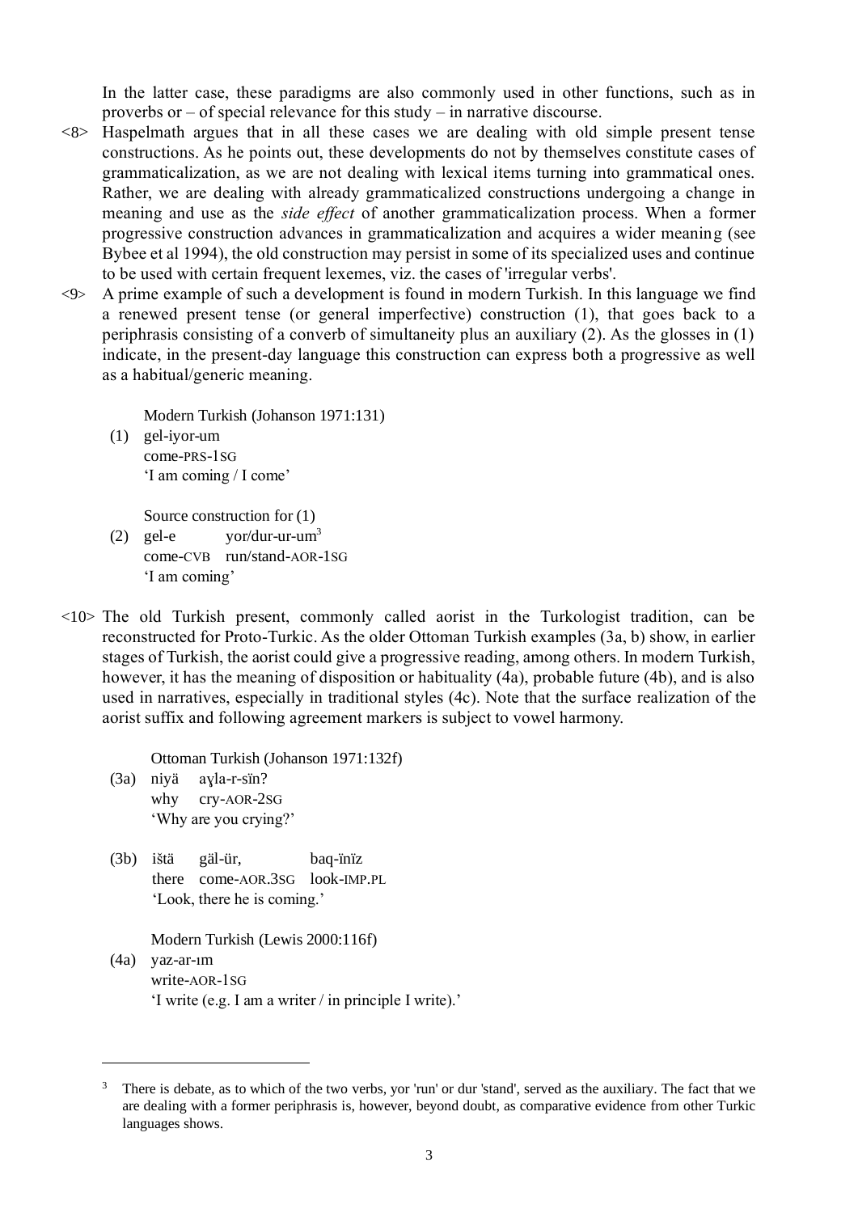In the latter case, these paradigms are also commonly used in other functions, such as in proverbs or – of special relevance for this study – in narrative discourse.

<8> Haspelmath argues that in all these cases we are dealing with old simple present tense constructions. As he points out, these developments do not by themselves constitute cases of grammaticalization, as we are not dealing with lexical items turning into grammatical ones. Rather, we are dealing with already grammaticalized constructions undergoing a change in meaning and use as the *side effect* of another grammaticalization process. When a former progressive construction advances in grammaticalization and acquires a wider meaning (see Bybee et al 1994), the old construction may persist in some of its specialized uses and continue to be used with certain frequent lexemes, viz. the cases of 'irregular verbs'.

<9> A prime example of such a development is found in modern Turkish. In this language we find a renewed present tense (or general imperfective) construction (1), that goes back to a periphrasis consisting of a converb of simultaneity plus an auxiliary (2). As the glosses in (1) indicate, in the present-day language this construction can express both a progressive as well as a habitual/generic meaning.

Modern Turkish (Johanson 1971:131)

(1) gel-iyor-um
come-PRS-1SG
'I am coming / I come'

Source construction for (1)

(2) gel-e yor/dur-ur-um[3]
come-CVB run/stand-AOR-1SG
'I am coming'

<10> The old Turkish present, commonly called aorist in the Turkologist tradition, can be reconstructed for Proto-Turkic. As the older Ottoman Turkish examples (3a, b) show, in earlier stages of Turkish, the aorist could give a progressive reading, among others. In modern Turkish, however, it has the meaning of disposition or habituality (4a), probable future (4b), and is also used in narratives, especially in traditional styles (4c). Note that the surface realization of the aorist suffix and following agreement markers is subject to vowel harmony.

Ottoman Turkish (Johanson 1971:132f)

(3a) niyä aɣla-r-sïn?
why cry-AOR-2SG
'Why are you crying?'

(3b) ištä gäl-ür, baq-ïnïz
there come-AOR.3SG look-IMP.PL
'Look, there he is coming.'

Modern Turkish (Lewis 2000:116f)

(4a) yaz-ar-ım
write-AOR-1SG
'I write (e.g. I am a writer / in principle I write).'

---

[3] There is debate, as to which of the two verbs, yor 'run' or dur 'stand', served as the auxiliary. The fact that we are dealing with a former periphrasis is, however, beyond doubt, as comparative evidence from other Turkic languages shows.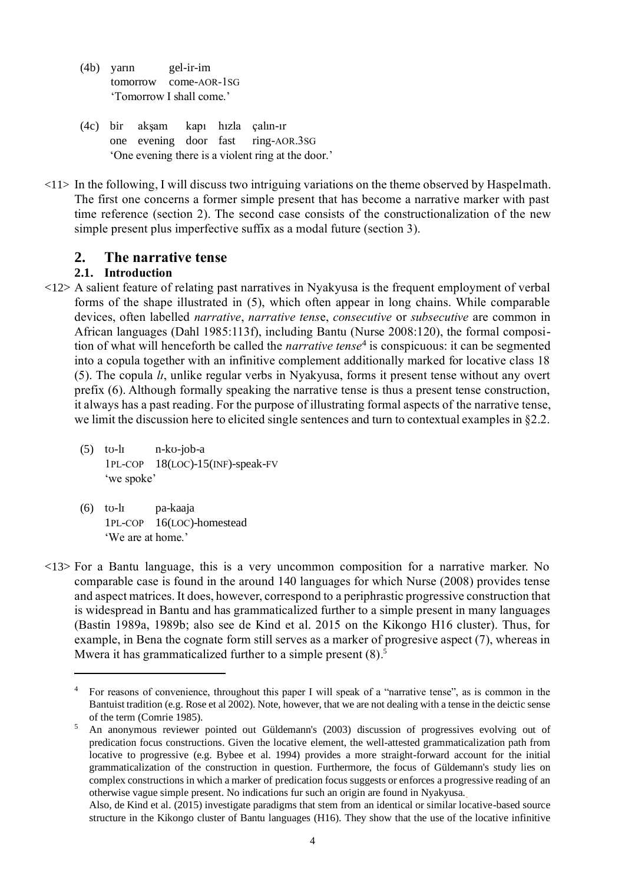(4b) yarın gel-ir-im
tomorrow come-AOR-1SG
'Tomorrow I shall come.'

(4c) bir akşam kapı hızla çalın-ır
one evening door fast ring-AOR.3SG
'One evening there is a violent ring at the door.'

<11> In the following, I will discuss two intriguing variations on the theme observed by Haspelmath. The first one concerns a former simple present that has become a narrative marker with past time reference (section 2). The second case consists of the constructionalization of the new simple present plus imperfective suffix as a modal future (section 3).

## 2. The narrative tense

### 2.1. Introduction

<12> A salient feature of relating past narratives in Nyakyusa is the frequent employment of verbal forms of the shape illustrated in (5), which often appear in long chains. While comparable devices, often labelled *narrative*, *narrative tense*, *consecutive* or *subsecutive* are common in African languages (Dahl 1985:113f), including Bantu (Nurse 2008:120), the formal composition of what will henceforth be called the *narrative tense*[4] is conspicuous: it can be segmented into a copula together with an infinitive complement additionally marked for locative class 18 (5). The copula *lɪ*, unlike regular verbs in Nyakyusa, forms it present tense without any overt prefix (6). Although formally speaking the narrative tense is thus a present tense construction, it always has a past reading. For the purpose of illustrating formal aspects of the narrative tense, we limit the discussion here to elicited single sentences and turn to contextual examples in §2.2.

(5) tʊ-lɪ n-kʊ-job-a
1PL-COP 18(LOC)-15(INF)-speak-FV
'we spoke'

(6) tʊ-lɪ pa-kaaja
1PL-COP 16(LOC)-homestead
'We are at home.'

<13> For a Bantu language, this is a very uncommon composition for a narrative marker. No comparable case is found in the around 140 languages for which Nurse (2008) provides tense and aspect matrices. It does, however, correspond to a periphrastic progressive construction that is widespread in Bantu and has grammaticalized further to a simple present in many languages (Bastin 1989a, 1989b; also see de Kind et al. 2015 on the Kikongo H16 cluster). Thus, for example, in Bena the cognate form still serves as a marker of progresive aspect (7), whereas in Mwera it has grammaticalized further to a simple present (8).[5]

---

[4] For reasons of convenience, throughout this paper I will speak of a "narrative tense", as is common in the Bantuist tradition (e.g. Rose et al 2002). Note, however, that we are not dealing with a tense in the deictic sense of the term (Comrie 1985).

[5] An anonymous reviewer pointed out Güldemann's (2003) discussion of progressives evolving out of predication focus constructions. Given the locative element, the well-attested grammaticalization path from locative to progressive (e.g. Bybee et al. 1994) provides a more straight-forward account for the initial grammaticalization of the construction in question. Furthermore, the focus of Güldemann's study lies on complex constructions in which a marker of predication focus suggests or enforces a progressive reading of an otherwise vague simple present. No indications fur such an origin are found in Nyakyusa.
Also, de Kind et al. (2015) investigate paradigms that stem from an identical or similar locative-based source structure in the Kikongo cluster of Bantu languages (H16). They show that the use of the locative infinitive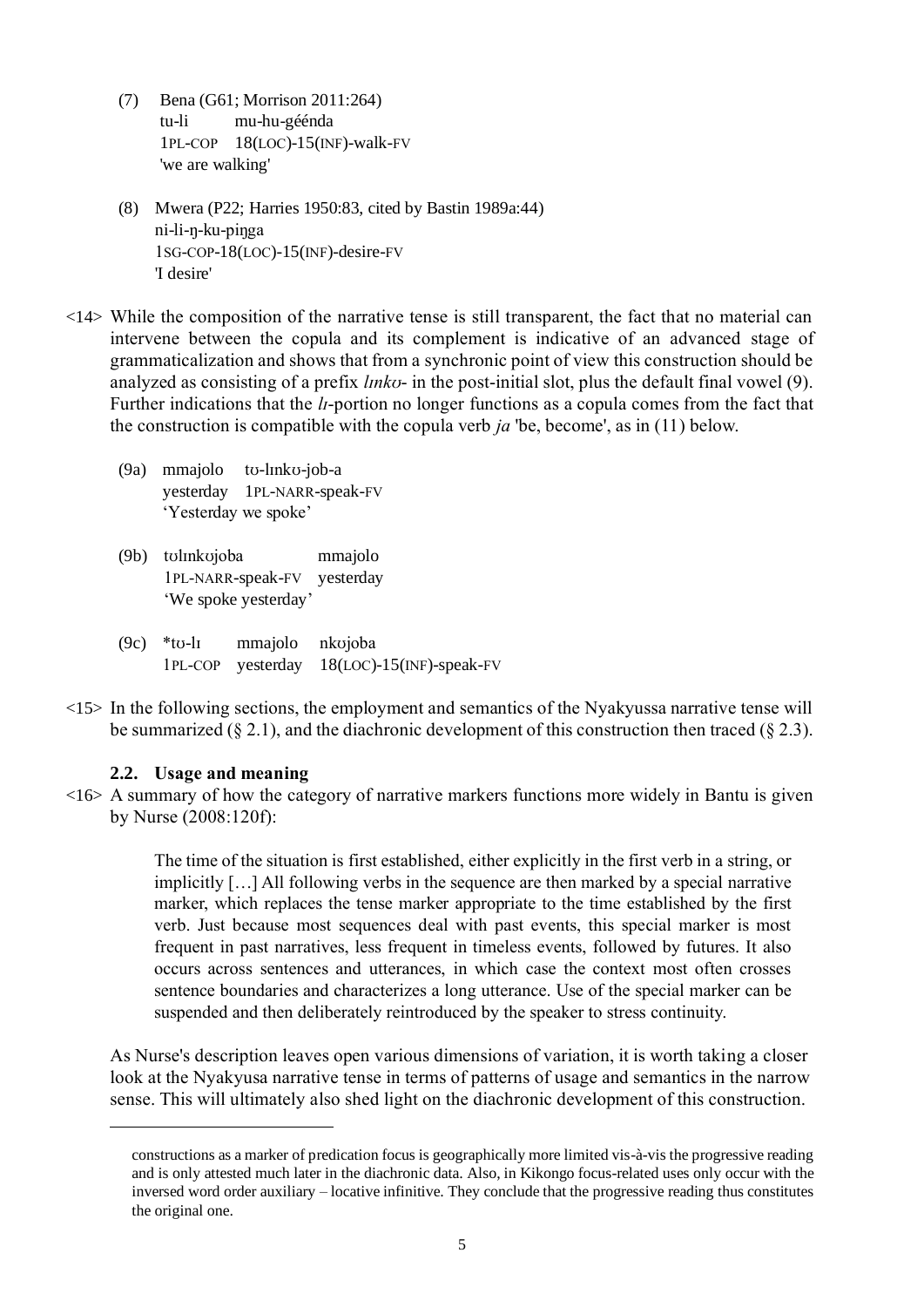(7) Bena (G61; Morrison 2011:264)
 tu-li mu-hu-géénda
 1PL-COP 18(LOC)-15(INF)-walk-FV
 'we are walking'

(8) Mwera (P22; Harries 1950:83, cited by Bastin 1989a:44)
 ni-li-ŋ-ku-piŋga
 1SG-COP-18(LOC)-15(INF)-desire-FV
 'I desire'

<14> While the composition of the narrative tense is still transparent, the fact that no material can intervene between the copula and its complement is indicative of an advanced stage of grammaticalization and shows that from a synchronic point of view this construction should be analyzed as consisting of a prefix *lɪnkʊ-* in the post-initial slot, plus the default final vowel (9). Further indications that the *lɪ*-portion no longer functions as a copula comes from the fact that the construction is compatible with the copula verb *ja* 'be, become', as in (11) below.

(9a) mmajolo tʊ-lɪnkʊ-job-a
 yesterday 1PL-NARR-speak-FV
 'Yesterday we spoke'

(9b) tʊlɪnkʊjoba mmajolo
 1PL-NARR-speak-FV yesterday
 'We spoke yesterday'

(9c) *tʊ-lɪ mmajolo nkʊjoba
 1PL-COP yesterday 18(LOC)-15(INF)-speak-FV

<15> In the following sections, the employment and semantics of the Nyakyussa narrative tense will be summarized (§ 2.1), and the diachronic development of this construction then traced (§ 2.3).

### 2.2. Usage and meaning

<16> A summary of how the category of narrative markers functions more widely in Bantu is given by Nurse (2008:120f):

> The time of the situation is first established, either explicitly in the first verb in a string, or implicitly […] All following verbs in the sequence are then marked by a special narrative marker, which replaces the tense marker appropriate to the time established by the first verb. Just because most sequences deal with past events, this special marker is most frequent in past narratives, less frequent in timeless events, followed by futures. It also occurs across sentences and utterances, in which case the context most often crosses sentence boundaries and characterizes a long utterance. Use of the special marker can be suspended and then deliberately reintroduced by the speaker to stress continuity.

As Nurse's description leaves open various dimensions of variation, it is worth taking a closer look at the Nyakyusa narrative tense in terms of patterns of usage and semantics in the narrow sense. This will ultimately also shed light on the diachronic development of this construction.

---

constructions as a marker of predication focus is geographically more limited vis-à-vis the progressive reading and is only attested much later in the diachronic data. Also, in Kikongo focus-related uses only occur with the inversed word order auxiliary – locative infinitive. They conclude that the progressive reading thus constitutes the original one.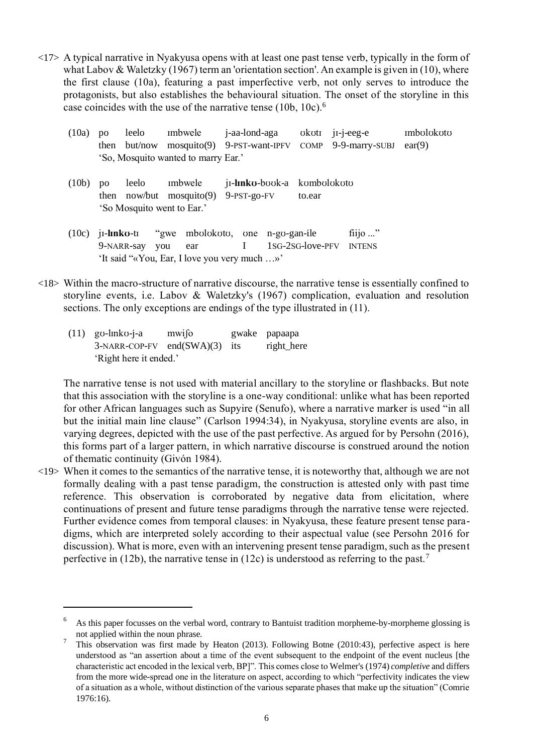<17> A typical narrative in Nyakyusa opens with at least one past tense verb, typically in the form of what Labov & Waletzky (1967) term an 'orientation section'. An example is given in (10), where the first clause (10a), featuring a past imperfective verb, not only serves to introduce the protagonists, but also establishes the behavioural situation. The onset of the storyline in this case coincides with the use of the narrative tense (10b, 10c).[6]

| (10a) | po | leelo | ɪmbwele | j-aa-lond-aga | ʊkʊtɪ | jɪ-j-eeg-e | ɪmbʊlʊkʊtʊ |
|---|---|---|---|---|---|---|---|
| | then | but/now | mosquito(9) | 9-PST-want-IPFV | COMP | 9-9-marry-SUBJ | ear(9) |

'So, Mosquito wanted to marry Ear.'

| (10b) | po | leelo | ɪmbwele | jɪ-**lɪnkʊ**-bʊʊk-a | kʊmbʊlʊkʊtʊ |
|---|---|---|---|---|---|
| | then | now/but | mosquito(9) | 9-PST-go-FV | to.ear |

'So Mosquito went to Ear.'

| (10c) | jɪ-**lɪnkʊ**-tɪ | "gwe | mbʊlʊkʊtʊ, | ʊne | n-gʊ-gan-ile | fiijo ..." |
|---|---|---|---|---|---|---|
| | 9-NARR-say | you | ear | I | 1SG-2SG-love-PFV | INTENS |

'It said "«You, Ear, I love you very much …»'

<18> Within the macro-structure of narrative discourse, the narrative tense is essentially confined to storyline events, i.e. Labov & Waletzky's (1967) complication, evaluation and resolution sections. The only exceptions are endings of the type illustrated in (11).

| (11) | gʊ-lɪnkʊ-j-a | mwiʃo | gwake | papaapa |
|---|---|---|---|---|
| | 3-NARR-COP-FV | end(SWA)(3) | its | right_here |

'Right here it ended.'

The narrative tense is not used with material ancillary to the storyline or flashbacks. But note that this association with the storyline is a one-way conditional: unlike what has been reported for other African languages such as Supyire (Senufo), where a narrative marker is used "in all but the initial main line clause" (Carlson 1994:34), in Nyakyusa, storyline events are also, in varying degrees, depicted with the use of the past perfective. As argued for by Persohn (2016), this forms part of a larger pattern, in which narrative discourse is construed around the notion of thematic continuity (Givón 1984).

<19> When it comes to the semantics of the narrative tense, it is noteworthy that, although we are not formally dealing with a past tense paradigm, the construction is attested only with past time reference. This observation is corroborated by negative data from elicitation, where continuations of present and future tense paradigms through the narrative tense were rejected. Further evidence comes from temporal clauses: in Nyakyusa, these feature present tense paradigms, which are interpreted solely according to their aspectual value (see Persohn 2016 for discussion). What is more, even with an intervening present tense paradigm, such as the present perfective in (12b), the narrative tense in (12c) is understood as referring to the past.[7]

---

[6] As this paper focusses on the verbal word, contrary to Bantuist tradition morpheme-by-morpheme glossing is not applied within the noun phrase.

[7] This observation was first made by Heaton (2013). Following Botne (2010:43), perfective aspect is here understood as "an assertion about a time of the event subsequent to the endpoint of the event nucleus [the characteristic act encoded in the lexical verb, BP]". This comes close to Welmer's (1974) *completive* and differs from the more wide-spread one in the literature on aspect, according to which "perfectivity indicates the view of a situation as a whole, without distinction of the various separate phases that make up the situation" (Comrie 1976:16).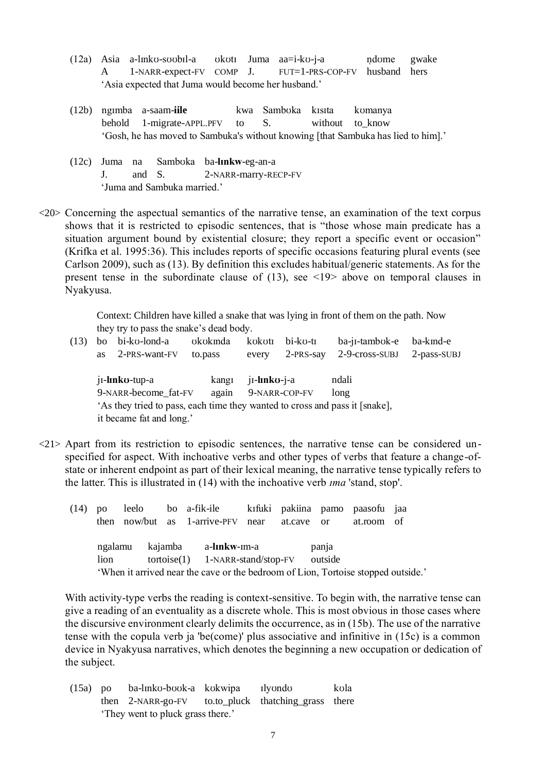(12a) Asia a-lɪnkʊ-sʊʊbɪl-a ʊkʊtɪ Juma aa=i-kʊ-j-a ṇdʊme gwake
A 1-NARR-expect-FV COMP J. FUT=1-PRS-COP-FV husband hers
'Asia expected that Juma would become her husband.'

(12b) ngɪmba a-saam-**iile** kwa Sambʊka kɪsɪta kʊmanya
behold 1-migrate-APPL.PFV to S. without to_know
'Gosh, he has moved to Sambuka's without knowing [that Sambuka has lied to him].'

(12c) Juma na Sambʊka ba-**lɪnkw**-eg-an-a
J. and S. 2-NARR-marry-RECP-FV
'Juma and Sambuka married.'

<20> Concerning the aspectual semantics of the narrative tense, an examination of the text corpus shows that it is restricted to episodic sentences, that is "those whose main predicate has a situation argument bound by existential closure; they report a specific event or occasion" (Krifka et al. 1995:36). This includes reports of specific occasions featuring plural events (see Carlson 2009), such as (13). By definition this excludes habitual/generic statements. As for the present tense in the subordinate clause of (13), see <19> above on temporal clauses in Nyakyusa.

Context: Children have killed a snake that was lying in front of them on the path. Now they try to pass the snake's dead body.

(13) bo bi-kʊ-lond-a ʊkʊkɪnda kʊkʊtɪ bi-kʊ-tɪ ba-jɪ-tambʊk-e ba-kɪnd-e
as 2-PRS-want-FV to.pass every 2-PRS-say 2-9-cross-SUBJ 2-pass-SUBJ

jɪ-**lɪnkʊ**-tup-a kangɪ jɪ-**lɪnkʊ**-j-a ndali
9-NARR-become_fat-FV again 9-NARR-COP-FV long
'As they tried to pass, each time they wanted to cross and pass it [snake], it became fat and long.'

<21> Apart from its restriction to episodic sentences, the narrative tense can be considered unspecified for aspect. With inchoative verbs and other types of verbs that feature a change-of-state or inherent endpoint as part of their lexical meaning, the narrative tense typically refers to the latter. This is illustrated in (14) with the inchoative verb *ɪma* 'stand, stop'.

(14) po leelo bo a-fik-ile kɪfuki pakiina pamo paasofu jaa
then now/but as 1-arrive-PFV near at.cave or at.room of

ngalamu kajamba a-**lɪnkw**-ɪm-a panja
lion tortoise(1) 1-NARR-stand/stop-FV outside
'When it arrived near the cave or the bedroom of Lion, Tortoise stopped outside.'

With activity-type verbs the reading is context-sensitive. To begin with, the narrative tense can give a reading of an eventuality as a discrete whole. This is most obvious in those cases where the discursive environment clearly delimits the occurrence, as in (15b). The use of the narrative tense with the copula verb ja 'be(come)' plus associative and infinitive in (15c) is a common device in Nyakyusa narratives, which denotes the beginning a new occupation or dedication of the subject.

(15a) po ba-lɪnkʊ-bʊʊk-a kʊkwipa ɪlyʊndʊ kʊla
then 2-NARR-go-FV to.to_pluck thatching_grass there
'They went to pluck grass there.'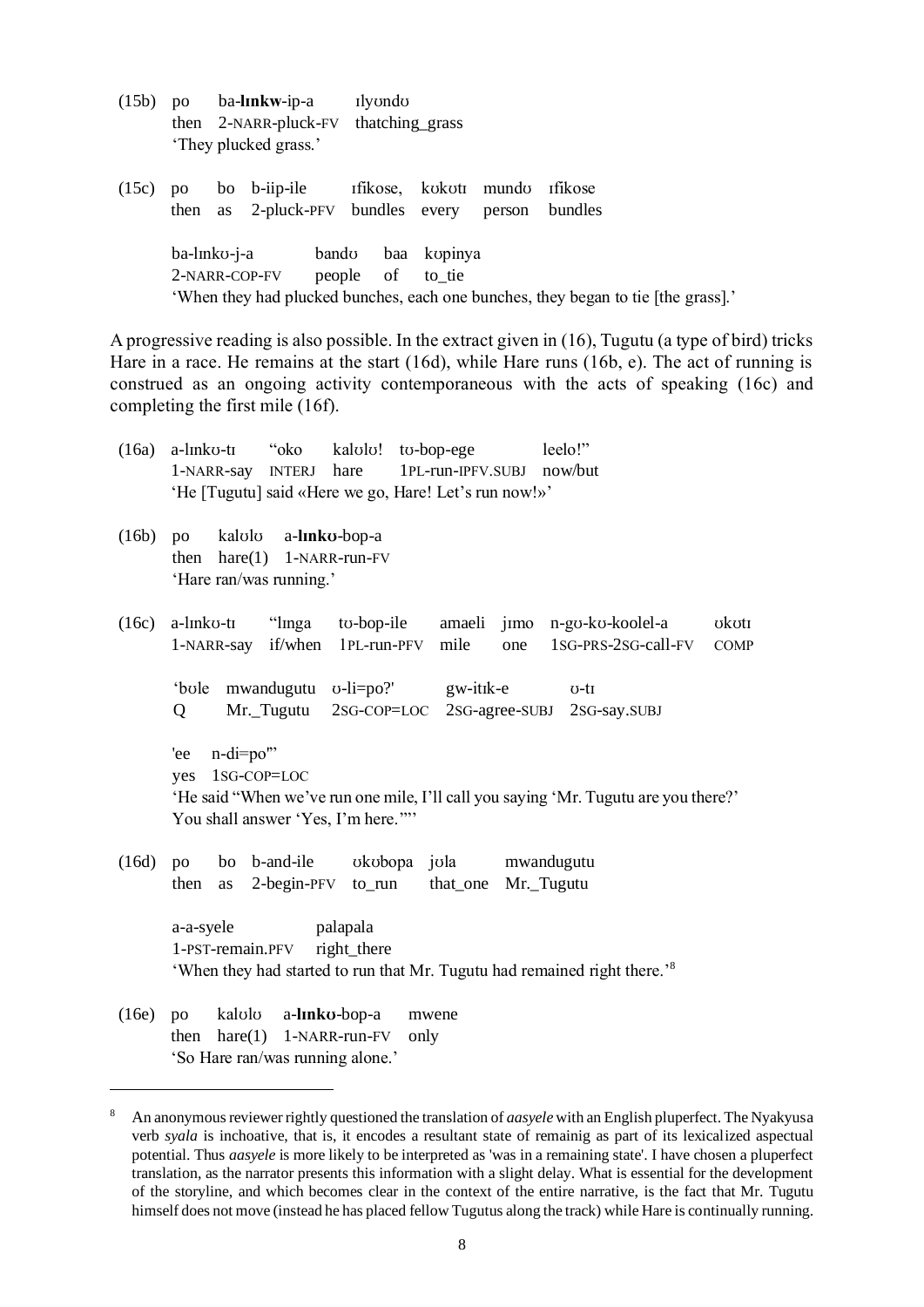(15b) po ba-**lɪnkw**-ip-a ɪlyʊndʊ
then 2-NARR-pluck-FV thatching_grass
'They plucked grass.'

(15c) po bo b-iip-ile ɪfikose, kʊkʊtɪ mundʊ ɪfikose
then as 2-pluck-PFV bundles every person bundles

ba-lɪnkʊ-j-a bandʊ baa kʊpinya
2-NARR-COP-FV people of to_tie
'When they had plucked bunches, each one bunches, they began to tie [the grass].'

A progressive reading is also possible. In the extract given in (16), Tugutu (a type of bird) tricks Hare in a race. He remains at the start (16d), while Hare runs (16b, e). The act of running is construed as an ongoing activity contemporaneous with the acts of speaking (16c) and completing the first mile (16f).

(16a) a-lɪnkʊ-tɪ "oko kalʊlʊ! tʊ-bop-ege leelo!"
1-NARR-say INTERJ hare 1PL-run-IPFV.SUBJ now/but
'He [Tugutu] said «Here we go, Hare! Let's run now!»'

(16b) po kalʊlʊ a-**lɪnkʊ**-bop-a
then hare(1) 1-NARR-run-FV
'Hare ran/was running.'

(16c) a-lɪnkʊ-tɪ "lɪnga tʊ-bop-ile amaeli jɪmo n-gʊ-kʊ-koolel-a ʊkʊtɪ
1-NARR-say if/when 1PL-run-PFV mile one 1SG-PRS-2SG-call-FV COMP

'bʊle mwandugutu ʊ-li=po?' gw-itɪk-e ʊ-tɪ
Q Mr._Tugutu 2SG-COP=LOC 2SG-agree-SUBJ 2SG-say.SUBJ

'ee n-di=po'"
yes 1SG-COP=LOC
'He said "When we've run one mile, I'll call you saying 'Mr. Tugutu are you there?' You shall answer 'Yes, I'm here.'"'

(16d) po bo b-and-ile ʊkʊbopa jʊla mwandugutu
then as 2-begin-PFV to_run that_one Mr._Tugutu

a-a-syele palapala
1-PST-remain.PFV right_there
'When they had started to run that Mr. Tugutu had remained right there.'[8]

(16e) po kalʊlʊ a-**lɪnkʊ**-bop-a mwene
then hare(1) 1-NARR-run-FV only
'So Hare ran/was running alone.'

---

[8] An anonymous reviewer rightly questioned the translation of *aasyele* with an English pluperfect. The Nyakyusa verb *syala* is inchoative, that is, it encodes a resultant state of remainig as part of its lexicalized aspectual potential. Thus *aasyele* is more likely to be interpreted as 'was in a remaining state'. I have chosen a pluperfect translation, as the narrator presents this information with a slight delay. What is essential for the development of the storyline, and which becomes clear in the context of the entire narrative, is the fact that Mr. Tugutu himself does not move (instead he has placed fellow Tugutus along the track) while Hare is continually running.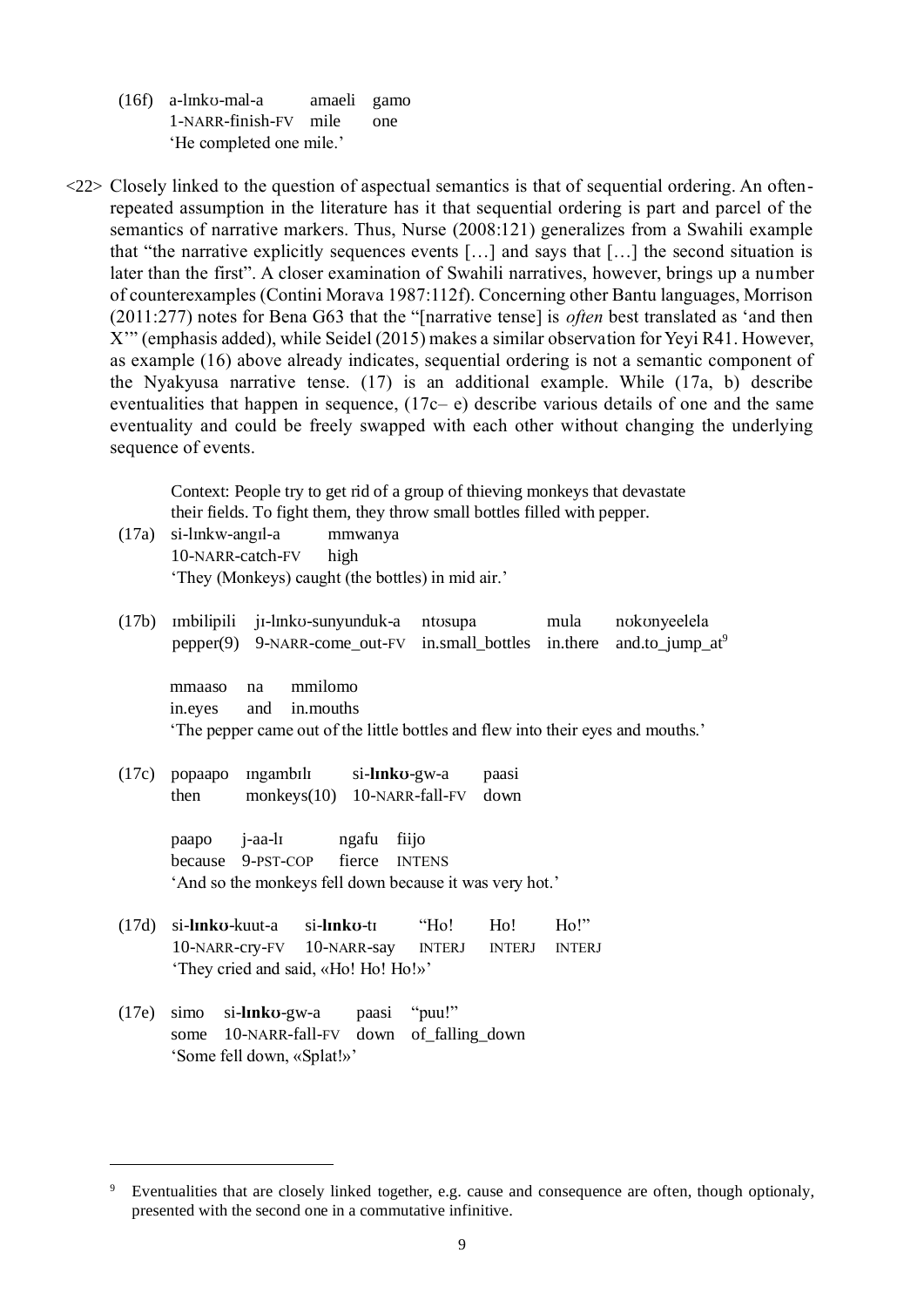(16f) a-lɪnkʊ-mal-a    amaeli  gamo
      1-NARR-finish-FV  mile   one
      'He completed one mile.'

<22> Closely linked to the question of aspectual semantics is that of sequential ordering. An often-repeated assumption in the literature has it that sequential ordering is part and parcel of the semantics of narrative markers. Thus, Nurse (2008:121) generalizes from a Swahili example that "the narrative explicitly sequences events […] and says that […] the second situation is later than the first". A closer examination of Swahili narratives, however, brings up a number of counterexamples (Contini Morava 1987:112f). Concerning other Bantu languages, Morrison (2011:277) notes for Bena G63 that the "[narrative tense] is *often* best translated as 'and then X'" (emphasis added), while Seidel (2015) makes a similar observation for Yeyi R41. However, as example (16) above already indicates, sequential ordering is not a semantic component of the Nyakyusa narrative tense. (17) is an additional example. While (17a, b) describe eventualities that happen in sequence, (17c– e) describe various details of one and the same eventuality and could be freely swapped with each other without changing the underlying sequence of events.

Context: People try to get rid of a group of thieving monkeys that devastate their fields. To fight them, they throw small bottles filled with pepper.

(17a) si-lɪnkw-angɪl-a    mmwanya
      10-NARR-catch-FV    high
      'They (Monkeys) caught (the bottles) in mid air.'

(17b) ɪmbilipili  jɪ-lɪnkʊ-sunyunduk-a    ntʊsupa    mula    nʊkʊnyeelela
      pepper(9)  9-NARR-come_out-FV   in.small_bottles   in.there   and.to_jump_at[9]

      mmaaso  na   mmilomo
      in.eyes  and  in.mouths
      'The pepper came out of the little bottles and flew into their eyes and mouths.'

(17c) popaapo  ɪngambɪlɪ    si-**lɪnkʊ**-gw-a    paasi
      then    monkeys(10)  10-NARR-fall-FV  down

      paapo    j-aa-lɪ    ngafu  fiijo
      because  9-PST-COP  fierce  INTENS
      'And so the monkeys fell down because it was very hot.'

(17d) si-**lɪnkʊ**-kuut-a   si-**lɪnkʊ**-tɪ   "Ho!   Ho!   Ho!"
      10-NARR-cry-FV   10-NARR-say   INTERJ  INTERJ  INTERJ
      'They cried and said, «Ho! Ho! Ho!»'

(17e) simo  si-**lɪnkʊ**-gw-a    paasi  "puu!"
      some  10-NARR-fall-FV  down   of_falling_down
      'Some fell down, «Splat!»'

---

[9] Eventualities that are closely linked together, e.g. cause and consequence are often, though optionaly, presented with the second one in a commutative infinitive.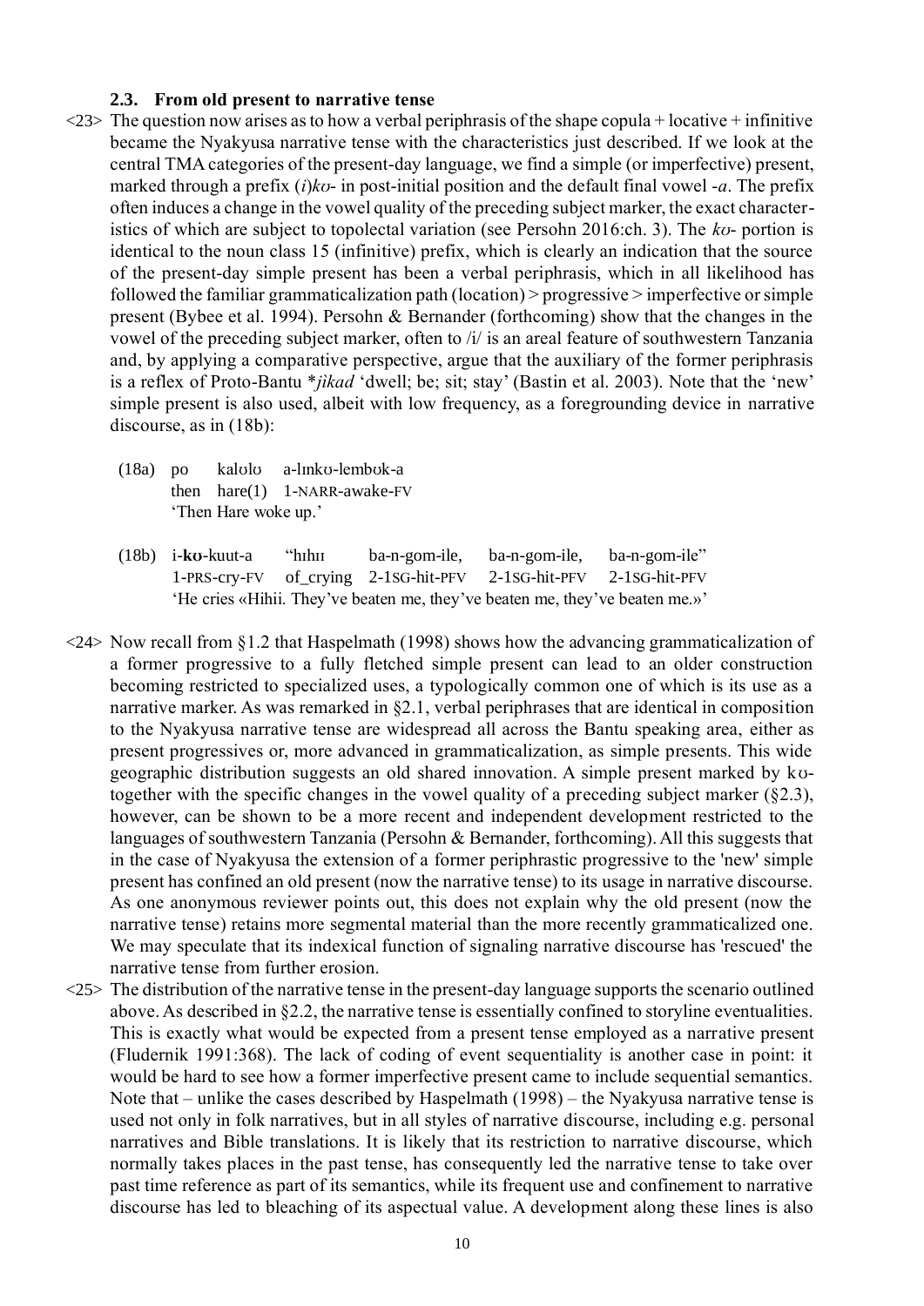### 2.3. From old present to narrative tense

<23> The question now arises as to how a verbal periphrasis of the shape copula + locative + infinitive became the Nyakyusa narrative tense with the characteristics just described. If we look at the central TMA categories of the present-day language, we find a simple (or imperfective) present, marked through a prefix (*i*)*kʊ-* in post-initial position and the default final vowel *-a*. The prefix often induces a change in the vowel quality of the preceding subject marker, the exact characteristics of which are subject to topolectal variation (see Persohn 2016:ch. 3). The *kʊ-* portion is identical to the noun class 15 (infinitive) prefix, which is clearly an indication that the source of the present-day simple present has been a verbal periphrasis, which in all likelihood has followed the familiar grammaticalization path (location) > progressive > imperfective or simple present (Bybee et al. 1994). Persohn & Bernander (forthcoming) show that the changes in the vowel of the preceding subject marker, often to /i/ is an areal feature of southwestern Tanzania and, by applying a comparative perspective, argue that the auxiliary of the former periphrasis is a reflex of Proto-Bantu \**jìkad* 'dwell; be; sit; stay' (Bastin et al. 2003). Note that the 'new' simple present is also used, albeit with low frequency, as a foregrounding device in narrative discourse, as in (18b):

(18a) po kalʊlʊ a-lɪnkʊ-lembʊk-a
then hare(1) 1-NARR-awake-FV
'Then Hare woke up.'

(18b) i-**kʊ**-kuut-a "hɪhɪɪ ba-n-gom-ile, ba-n-gom-ile, ba-n-gom-ile"
1-PRS-cry-FV of_crying 2-1SG-hit-PFV 2-1SG-hit-PFV 2-1SG-hit-PFV
'He cries «Hihii. They've beaten me, they've beaten me, they've beaten me.»'

<24> Now recall from §1.2 that Haspelmath (1998) shows how the advancing grammaticalization of a former progressive to a fully fletched simple present can lead to an older construction becoming restricted to specialized uses, a typologically common one of which is its use as a narrative marker. As was remarked in §2.1, verbal periphrases that are identical in composition to the Nyakyusa narrative tense are widespread all across the Bantu speaking area, either as present progressives or, more advanced in grammaticalization, as simple presents. This wide geographic distribution suggests an old shared innovation. A simple present marked by kʊ- together with the specific changes in the vowel quality of a preceding subject marker (§2.3), however, can be shown to be a more recent and independent development restricted to the languages of southwestern Tanzania (Persohn & Bernander, forthcoming). All this suggests that in the case of Nyakyusa the extension of a former periphrastic progressive to the 'new' simple present has confined an old present (now the narrative tense) to its usage in narrative discourse. As one anonymous reviewer points out, this does not explain why the old present (now the narrative tense) retains more segmental material than the more recently grammaticalized one. We may speculate that its indexical function of signaling narrative discourse has 'rescued' the narrative tense from further erosion.

<25> The distribution of the narrative tense in the present-day language supports the scenario outlined above. As described in §2.2, the narrative tense is essentially confined to storyline eventualities. This is exactly what would be expected from a present tense employed as a narrative present (Fludernik 1991:368). The lack of coding of event sequentiality is another case in point: it would be hard to see how a former imperfective present came to include sequential semantics. Note that – unlike the cases described by Haspelmath (1998) – the Nyakyusa narrative tense is used not only in folk narratives, but in all styles of narrative discourse, including e.g. personal narratives and Bible translations. It is likely that its restriction to narrative discourse, which normally takes places in the past tense, has consequently led the narrative tense to take over past time reference as part of its semantics, while its frequent use and confinement to narrative discourse has led to bleaching of its aspectual value. A development along these lines is also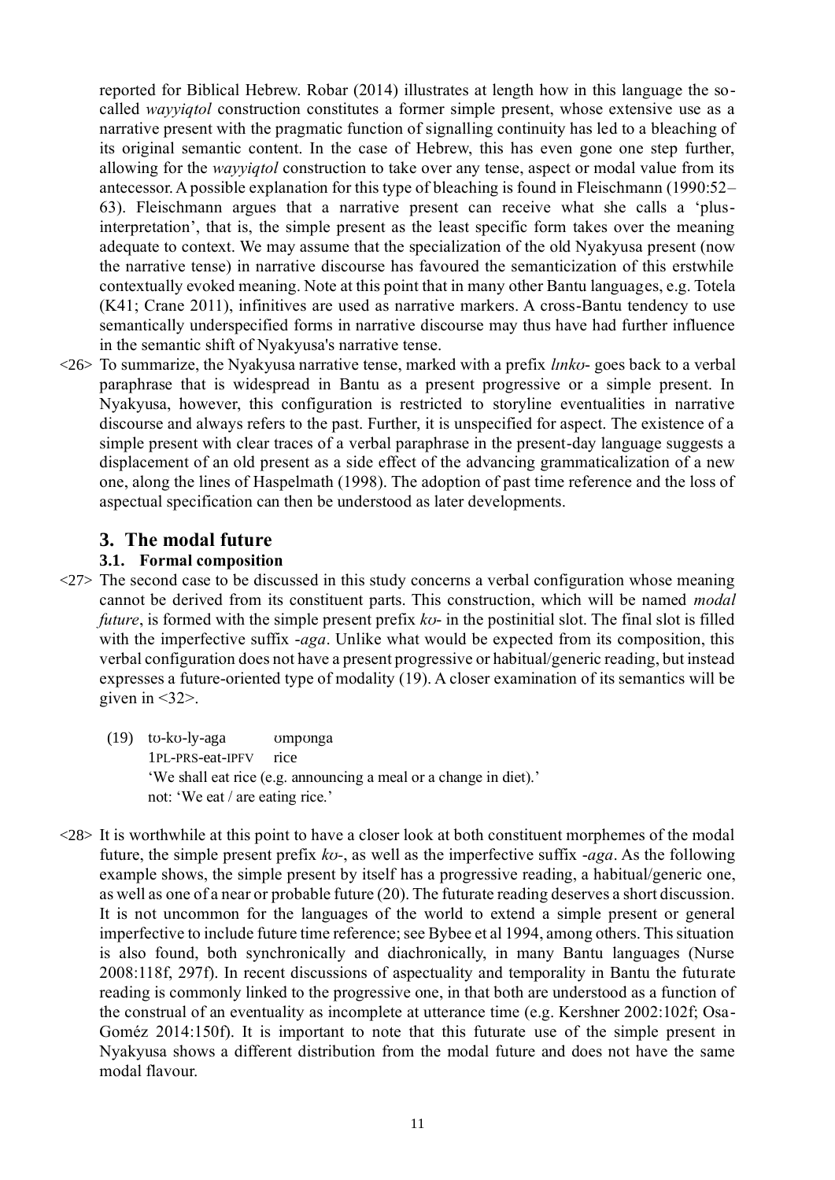reported for Biblical Hebrew. Robar (2014) illustrates at length how in this language the so-called *wayyiqtol* construction constitutes a former simple present, whose extensive use as a narrative present with the pragmatic function of signalling continuity has led to a bleaching of its original semantic content. In the case of Hebrew, this has even gone one step further, allowing for the *wayyiqtol* construction to take over any tense, aspect or modal value from its antecessor. A possible explanation for this type of bleaching is found in Fleischmann (1990:52–63). Fleischmann argues that a narrative present can receive what she calls a 'plus-interpretation', that is, the simple present as the least specific form takes over the meaning adequate to context. We may assume that the specialization of the old Nyakyusa present (now the narrative tense) in narrative discourse has favoured the semanticization of this erstwhile contextually evoked meaning. Note at this point that in many other Bantu languages, e.g. Totela (K41; Crane 2011), infinitives are used as narrative markers. A cross-Bantu tendency to use semantically underspecified forms in narrative discourse may thus have had further influence in the semantic shift of Nyakyusa's narrative tense.

<26> To summarize, the Nyakyusa narrative tense, marked with a prefix *lɪnkʊ-* goes back to a verbal paraphrase that is widespread in Bantu as a present progressive or a simple present. In Nyakyusa, however, this configuration is restricted to storyline eventualities in narrative discourse and always refers to the past. Further, it is unspecified for aspect. The existence of a simple present with clear traces of a verbal paraphrase in the present-day language suggests a displacement of an old present as a side effect of the advancing grammaticalization of a new one, along the lines of Haspelmath (1998). The adoption of past time reference and the loss of aspectual specification can then be understood as later developments.

## 3. The modal future

### 3.1. Formal composition

<27> The second case to be discussed in this study concerns a verbal configuration whose meaning cannot be derived from its constituent parts. This construction, which will be named *modal future*, is formed with the simple present prefix *kʊ-* in the postinitial slot. The final slot is filled with the imperfective suffix *-aga*. Unlike what would be expected from its composition, this verbal configuration does not have a present progressive or habitual/generic reading, but instead expresses a future-oriented type of modality (19). A closer examination of its semantics will be given in <32>.

(19) tʊ-kʊ-ly-aga ʊmpʊnga
1PL-PRS-eat-IPFV rice
'We shall eat rice (e.g. announcing a meal or a change in diet).'
not: 'We eat / are eating rice.'

<28> It is worthwhile at this point to have a closer look at both constituent morphemes of the modal future, the simple present prefix *kʊ-*, as well as the imperfective suffix *-aga*. As the following example shows, the simple present by itself has a progressive reading, a habitual/generic one, as well as one of a near or probable future (20). The futurate reading deserves a short discussion. It is not uncommon for the languages of the world to extend a simple present or general imperfective to include future time reference; see Bybee et al 1994, among others. This situation is also found, both synchronically and diachronically, in many Bantu languages (Nurse 2008:118f, 297f). In recent discussions of aspectuality and temporality in Bantu the futurate reading is commonly linked to the progressive one, in that both are understood as a function of the construal of an eventuality as incomplete at utterance time (e.g. Kershner 2002:102f; Osa-Goméz 2014:150f). It is important to note that this futurate use of the simple present in Nyakyusa shows a different distribution from the modal future and does not have the same modal flavour.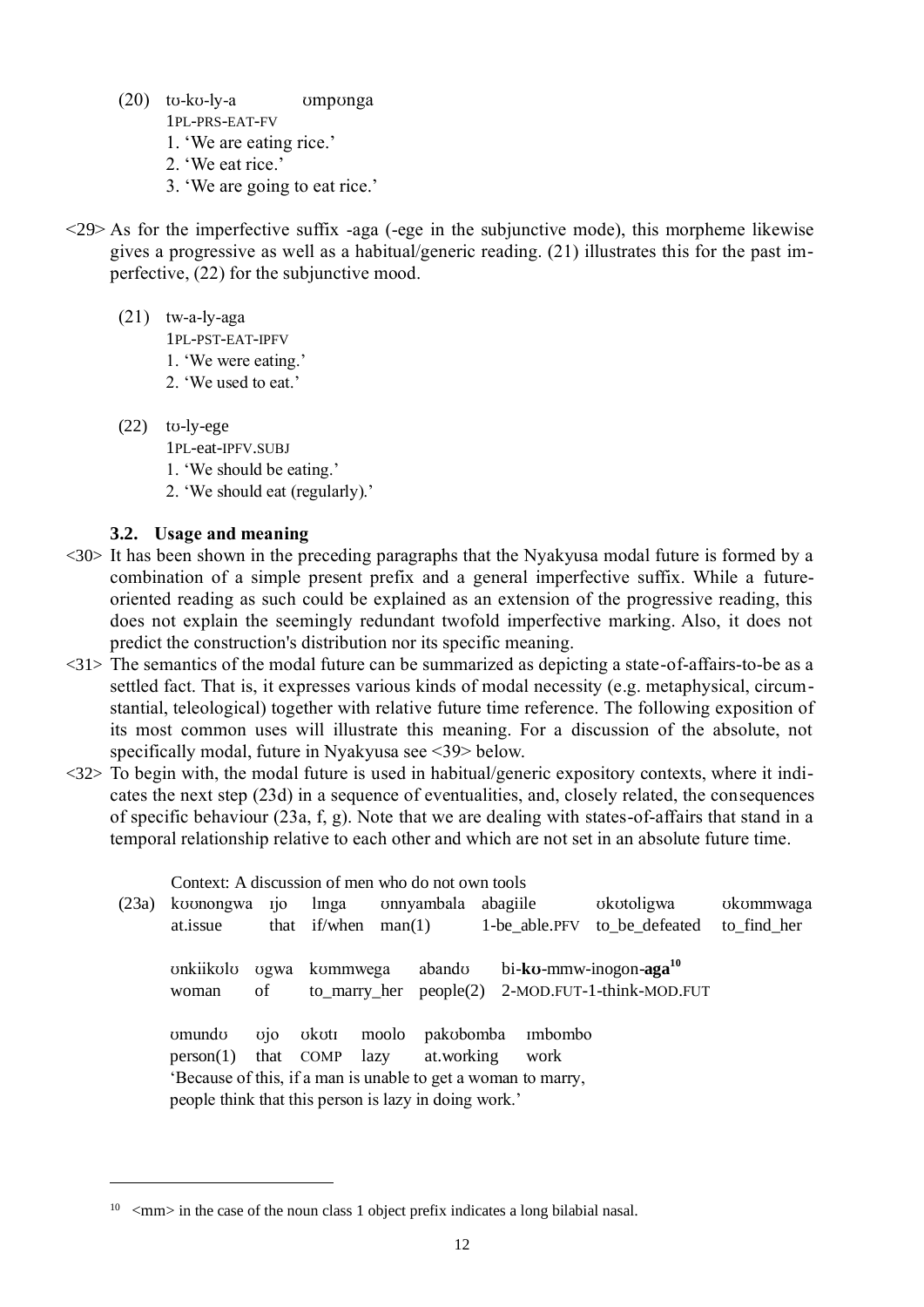(20) tʊ-kʊ-ly-a ʊmpʊnga
1PL-PRS-EAT-FV
1. 'We are eating rice.'
2. 'We eat rice.'
3. 'We are going to eat rice.'

<29> As for the imperfective suffix -aga (-ege in the subjunctive mode), this morpheme likewise gives a progressive as well as a habitual/generic reading. (21) illustrates this for the past imperfective, (22) for the subjunctive mood.

(21) tw-a-ly-aga
1PL-PST-EAT-IPFV
1. 'We were eating.'
2. 'We used to eat.'

(22) tʊ-ly-ege
1PL-eat-IPFV.SUBJ
1. 'We should be eating.'
2. 'We should eat (regularly).'

### 3.2. Usage and meaning

<30> It has been shown in the preceding paragraphs that the Nyakyusa modal future is formed by a combination of a simple present prefix and a general imperfective suffix. While a future-oriented reading as such could be explained as an extension of the progressive reading, this does not explain the seemingly redundant twofold imperfective marking. Also, it does not predict the construction's distribution nor its specific meaning.

<31> The semantics of the modal future can be summarized as depicting a state-of-affairs-to-be as a settled fact. That is, it expresses various kinds of modal necessity (e.g. metaphysical, circumstantial, teleological) together with relative future time reference. The following exposition of its most common uses will illustrate this meaning. For a discussion of the absolute, not specifically modal, future in Nyakyusa see <39> below.

<32> To begin with, the modal future is used in habitual/generic expository contexts, where it indicates the next step (23d) in a sequence of eventualities, and, closely related, the consequences of specific behaviour (23a, f, g). Note that we are dealing with states-of-affairs that stand in a temporal relationship relative to each other and which are not set in an absolute future time.

Context: A discussion of men who do not own tools

(23a) kʊʊnongwa ɪjo lɪnga ʊnnyambala abagiile ʊkʊtoligwa ʊkʊmmwaga
at.issue that if/when man(1) 1-be_able.PFV to_be_defeated to_find_her

ʊnkiikʊlʊ ʊgwa kʊmmwega abandʊ bi-**kʊ**-mmw-inogon-**aga**[10]
woman of to_marry_her people(2) 2-MOD.FUT-1-think-MOD.FUT

ʊmundʊ ʊjo ʊkʊtɪ moolo pakʊbomba ɪmbombo
person(1) that COMP lazy at.working work

'Because of this, if a man is unable to get a woman to marry, people think that this person is lazy in doing work.'

[10] <mm> in the case of the noun class 1 object prefix indicates a long bilabial nasal.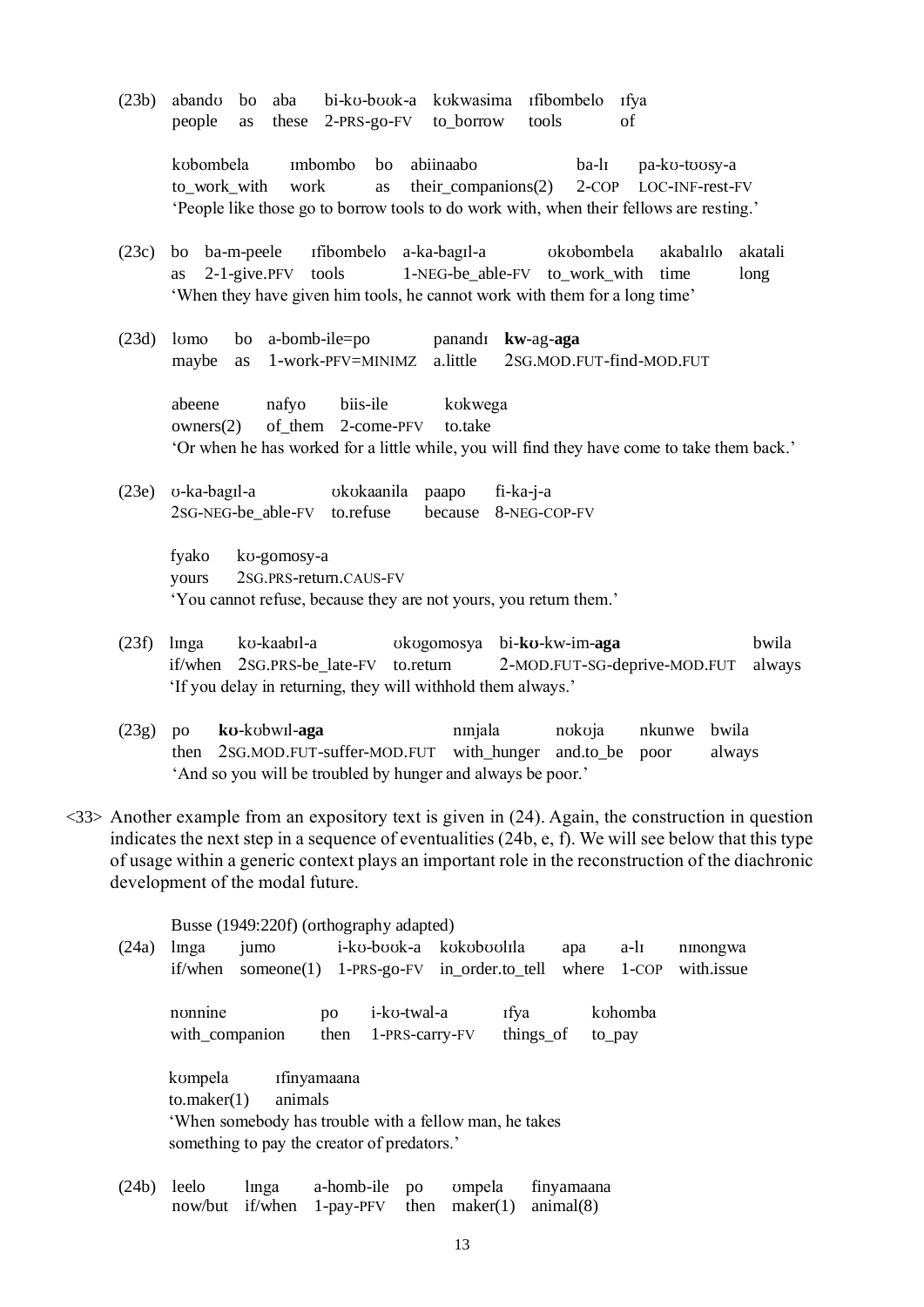(23b) abandʊ bo aba bi-kʊ-bʊʊk-a kʊkwasima ɪfibombelo ɪfya
people as these 2-PRS-go-FV to_borrow tools of

kʊbombela ɪmbombo bo abiinaabo ba-lɪ pa-kʊ-tʊʊsy-a
to_work_with work as their_companions(2) 2-COP LOC-INF-rest-FV
'People like those go to borrow tools to do work with, when their fellows are resting.'

(23c) bo ba-m-peele ɪfibombelo a-ka-bagɪl-a ʊkʊbombela akabalɪlo akatali
as 2-1-give.PFV tools 1-NEG-be_able-FV to_work_with time long
'When they have given him tools, he cannot work with them for a long time'

(23d) lʊmo bo a-bomb-ile=po panandɪ **kw**-ag-**aga**
maybe as 1-work-PFV=MINIMZ a.little 2SG.MOD.FUT-find-MOD.FUT

abeene nafyo biis-ile kʊkwega
owners(2) of_them 2-come-PFV to.take
'Or when he has worked for a little while, you will find they have come to take them back.'

(23e) ʊ-ka-bagɪl-a ʊkʊkaanila paapo fi-ka-j-a
2SG-NEG-be_able-FV to.refuse because 8-NEG-COP-FV

fyako kʊ-gomosy-a
yours 2SG.PRS-return.CAUS-FV
'You cannot refuse, because they are not yours, you return them.'

(23f) lɪnga kʊ-kaabɪl-a ʊkʊgomosya bi-**kʊ**-kw-im-**aga** bwila
if/when 2SG.PRS-be_late-FV to.return 2-MOD.FUT-SG-deprive-MOD.FUT always
'If you delay in returning, they will withhold them always.'

(23g) po **kʊ**-kʊbwɪl-**aga** nɪnjala nʊkʊja nkunwe bwila
then 2SG.MOD.FUT-suffer-MOD.FUT with_hunger and.to_be poor always
'And so you will be troubled by hunger and always be poor.'

<33> Another example from an expository text is given in (24). Again, the construction in question indicates the next step in a sequence of eventualities (24b, e, f). We will see below that this type of usage within a generic context plays an important role in the reconstruction of the diachronic development of the modal future.

Busse (1949:220f) (orthography adapted)

(24a) lɪnga jumo i-kʊ-bʊʊk-a kʊkʊbʊʊlɪla apa a-lɪ nɪnongwa
if/when someone(1) 1-PRS-go-FV in_order.to_tell where 1-COP with.issue

nʊnnine po i-kʊ-twal-a ɪfya kʊhomba
with_companion then 1-PRS-carry-FV things_of to_pay

kʊmpela ɪfinyamaana
to.maker(1) animals
'When somebody has trouble with a fellow man, he takes something to pay the creator of predators.'

(24b) leelo lɪnga a-homb-ile po ʊmpela finyamaana
now/but if/when 1-pay-PFV then maker(1) animal(8)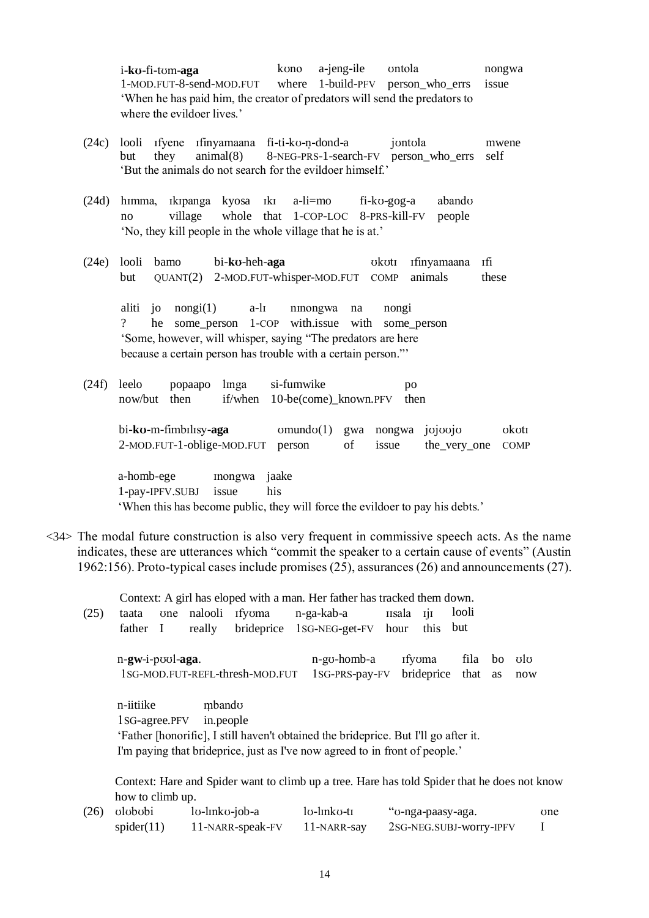i-**kʊ**-fi-tʊm-**aga** kʊno a-jeng-ile ʊntola nongwa
1-MOD.FUT-8-send-MOD.FUT where 1-build-PFV person_who_errs issue
'When he has paid him, the creator of predators will send the predators to where the evildoer lives.'

(24c) looli ɪfyene ɪfinyamaana fi-ti-kʊ-n̩-dond-a jʊntʊla mwene
but they animal(8) 8-NEG-PRS-1-search-FV person_who_errs self
'But the animals do not search for the evildoer himself.'

(24d) hɪmma, ɪkɪpanga kyosa ɪkɪ a-li=mo fi-kʊ-gog-a abandʊ
no village whole that 1-COP-LOC 8-PRS-kill-FV people
'No, they kill people in the whole village that he is at.'

(24e) looli bamo bi-**kʊ**-heh-**aga** ʊkʊtɪ ɪfinyamaana ɪfi
but QUANT(2) 2-MOD.FUT-whisper-MOD.FUT COMP animals these

aliti jo nongi(1) a-lɪ nɪnongwa na nongi
? he some_person 1-COP with.issue with some_person
'Some, however, will whisper, saying "The predators are here because a certain person has trouble with a certain person."'

(24f) leelo popaapo lɪnga si-fumwike po
now/but then if/when 10-be(come)_known.PFV then

bi-**kʊ**-m-fimbɪlɪsy-**aga** ʊmundʊ(1) gwa nongwa jʊjʊʊjʊ ʊkʊtɪ
2-MOD.FUT-1-oblige-MOD.FUT person of issue the_very_one COMP

a-homb-ege ɪnongwa jaake
1-pay-IPFV.SUBJ issue his
'When this has become public, they will force the evildoer to pay his debts.'

<34> The modal future construction is also very frequent in commissive speech acts. As the name indicates, these are utterances which "commit the speaker to a certain cause of events" (Austin 1962:156). Proto-typical cases include promises (25), assurances (26) and announcements (27).

Context: A girl has eloped with a man. Her father has tracked them down.
(25) taata ʊne nalooli ɪfyʊma n-ga-kab-a ɪɪsala ɪjɪ looli
father I really brideprice 1SG-NEG-get-FV hour this but

n-**gw**-i-pʊʊl-**aga**. n-gʊ-homb-a ɪfyʊma fila bo ʊlʊ
1SG-MOD.FUT-REFL-thresh-MOD.FUT 1SG-PRS-pay-FV brideprice that as now

n-iitiike m̩bandʊ
1SG-agree.PFV in.people
'Father [honorific], I still haven't obtained the brideprice. But I'll go after it. I'm paying that brideprice, just as I've now agreed to in front of people.'

Context: Hare and Spider want to climb up a tree. Hare has told Spider that he does not know how to climb up.
(26) ʊlʊbʊbi lʊ-lɪnkʊ-job-a lʊ-lɪnkʊ-tɪ "ʊ-nga-paasy-aga. ʊne
spider(11) 11-NARR-speak-FV 11-NARR-say 2SG-NEG.SUBJ-worry-IPFV I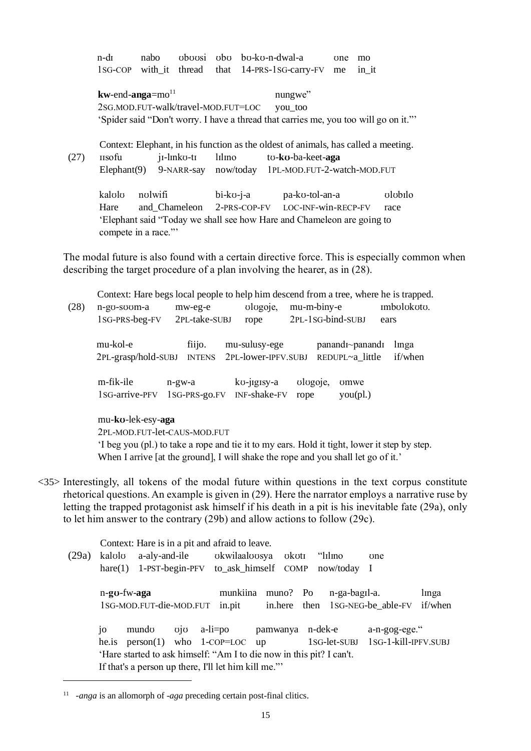n-dɪ nabo ʊbʊʊsi ʊbʊ bʊ-kʊ-n-dwal-a ʊne mo
1SG-COP with_it thread that 14-PRS-1SG-carry-FV me in_it

**kw**-end-**anga**=mo[11] nungwe"
2SG.MOD.FUT-walk/travel-MOD.FUT=LOC you_too
'Spider said "Don't worry. I have a thread that carries me, you too will go on it."'

Context: Elephant, in his function as the oldest of animals, has called a meeting.

(27) ɪɪsofu jɪ-lɪnkʊ-tɪ lɪlɪno tʊ-**kʊ**-ba-keet-**aga**
Elephant(9) 9-NARR-say now/today 1PL-MOD.FUT-2-watch-MOD.FUT

kalʊlʊ nʊlwifi bi-kʊ-j-a pa-kʊ-tol-an-a ʊlʊbɪlo
Hare and_Chameleon 2-PRS-COP-FV LOC-INF-win-RECP-FV race
'Elephant said "Today we shall see how Hare and Chameleon are going to compete in a race."'

The modal future is also found with a certain directive force. This is especially common when describing the target procedure of a plan involving the hearer, as in (28).

Context: Hare begs local people to help him descend from a tree, where he is trapped.

(28) n-gʊ-sʊʊm-a mw-eg-e ʊlʊgoje, mu-m-biny-e ɪmbʊlʊkʊtʊ.
1SG-PRS-beg-FV 2PL-take-SUBJ rope 2PL-1SG-bind-SUBJ ears

mu-kol-e fiijo. mu-sulusy-ege panandɪ~panandɪ lɪnga
2PL-grasp/hold-SUBJ INTENS 2PL-lower-IPFV.SUBJ REDUPL~a_little if/when

m-fik-ile n-gw-a kʊ-jɪgɪsy-a ʊlʊgoje, ʊmwe
1SG-arrive-PFV 1SG-PRS-go.FV INF-shake-FV rope you(pl.)

mu-**kʊ**-lek-esy-**aga**
2PL-MOD.FUT-let-CAUS-MOD.FUT
'I beg you (pl.) to take a rope and tie it to my ears. Hold it tight, lower it step by step. When I arrive [at the ground], I will shake the rope and you shall let go of it.'

<35> Interestingly, all tokens of the modal future within questions in the text corpus constitute rhetorical questions. An example is given in (29). Here the narrator employs a narrative ruse by letting the trapped protagonist ask himself if his death in a pit is his inevitable fate (29a), only to let him answer to the contrary (29b) and allow actions to follow (29c).

Context: Hare is in a pit and afraid to leave.

(29a) kalʊlʊ a-aly-and-ile ʊkwilaalʊʊsya ʊkʊtɪ "lɪlɪno ʊne
hare(1) 1-PST-begin-PFV to_ask_himself COMP now/today I

n-**gʊ**-fw-**aga** munkiina muno? Po n-ga-bagɪl-a. lɪnga
1SG-MOD.FUT-die-MOD.FUT in.pit in.here then 1SG-NEG-be_able-FV if/when

jo mundʊ ʊjʊ a-li=po pamwanya n-dek-e a-n-gog-ege."
he.is person(1) who 1-COP=LOC up 1SG-let-SUBJ 1SG-1-kill-IPFV.SUBJ
'Hare started to ask himself: "Am I to die now in this pit? I can't. If that's a person up there, I'll let him kill me."'

---

[11] *-anga* is an allomorph of *-aga* preceding certain post-final clitics.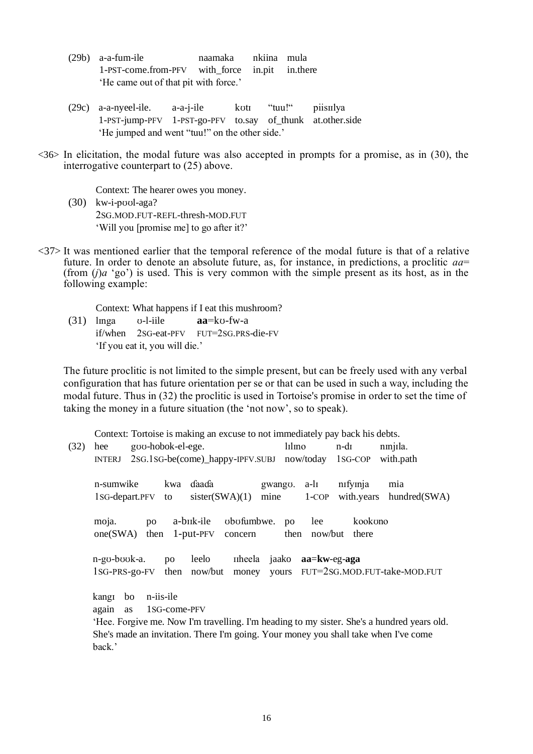(29b) a-a-fum-ile                naamaka      nkiina   mula
      1-PST-come.from-PFV   with_force   in.pit    in.there
      'He came out of that pit with force.'

(29c) a-a-nyeel-ile.      a-a-j-ile          kʊtɪ      "tuu!"      piisɪlya
      1-PST-jump-PFV   1-PST-go-PFV   to.say   of_thunk   at.other.side
      'He jumped and went "tuu!" on the other side.'

<36> In elicitation, the modal future was also accepted in prompts for a promise, as in (30), the interrogative counterpart to (25) above.

      Context: The hearer owes you money.
(30)  kw-i-pʊʊl-aga?
      2SG.MOD.FUT-REFL-thresh-MOD.FUT
      'Will you [promise me] to go after it?'

<37> It was mentioned earlier that the temporal reference of the modal future is that of a relative future. In order to denote an absolute future, as, for instance, in predictions, a proclitic *aa*= (from (*j*)*a* 'go') is used. This is very common with the simple present as its host, as in the following example:

      Context: What happens if I eat this mushroom?
(31)  lɪnga      ʊ-l-iile           **aa**=kʊ-fw-a
      if/when   2SG-eat-PFV   FUT=2SG.PRS-die-FV
      'If you eat it, you will die.'

The future proclitic is not limited to the simple present, but can be freely used with any verbal configuration that has future orientation per se or that can be used in such a way, including the modal future. Thus in (32) the proclitic is used in Tortoise's promise in order to set the time of taking the money in a future situation (the 'not now', so to speak).

      Context: Tortoise is making an excuse to not immediately pay back his debts.
(32)  hee        gʊʊ-hobok-el-ege.                                  lɪlɪno          n-dɪ          nɪnjɪla.
      INTERJ   2SG.1SG-be(come)_happy-IPFV.SUBJ   now/today   1SG-COP   with.path

      n-sumwike          kwa   ɗaaɗa               gwangʊ.   a-lɪ      nɪfyɪnja        mia
      1SG-depart.PFV   to      sister(SWA)(1)   mine          1-COP   with.years   hundred(SWA)

      moja.            po       a-bɪɪk-ile       ʊbʊfumbwe.   po       lee             kookʊno
      one(SWA)   then   1-put-PFV   concern          then   now/but   there

      n-gʊ-bʊʊk-a.      po       leelo        ɪɪheela   jaako   **aa**=**kw**-eg-**aga**
      1SG-PRS-go-FV   then   now/but   money    yours   FUT=2SG.MOD.FUT-take-MOD.FUT

      kangɪ   bo    n-iis-ile
      again   as    1SG-come-PFV
      'Hee. Forgive me. Now I'm travelling. I'm heading to my sister. She's a hundred years old. She's made an invitation. There I'm going. Your money you shall take when I've come back.'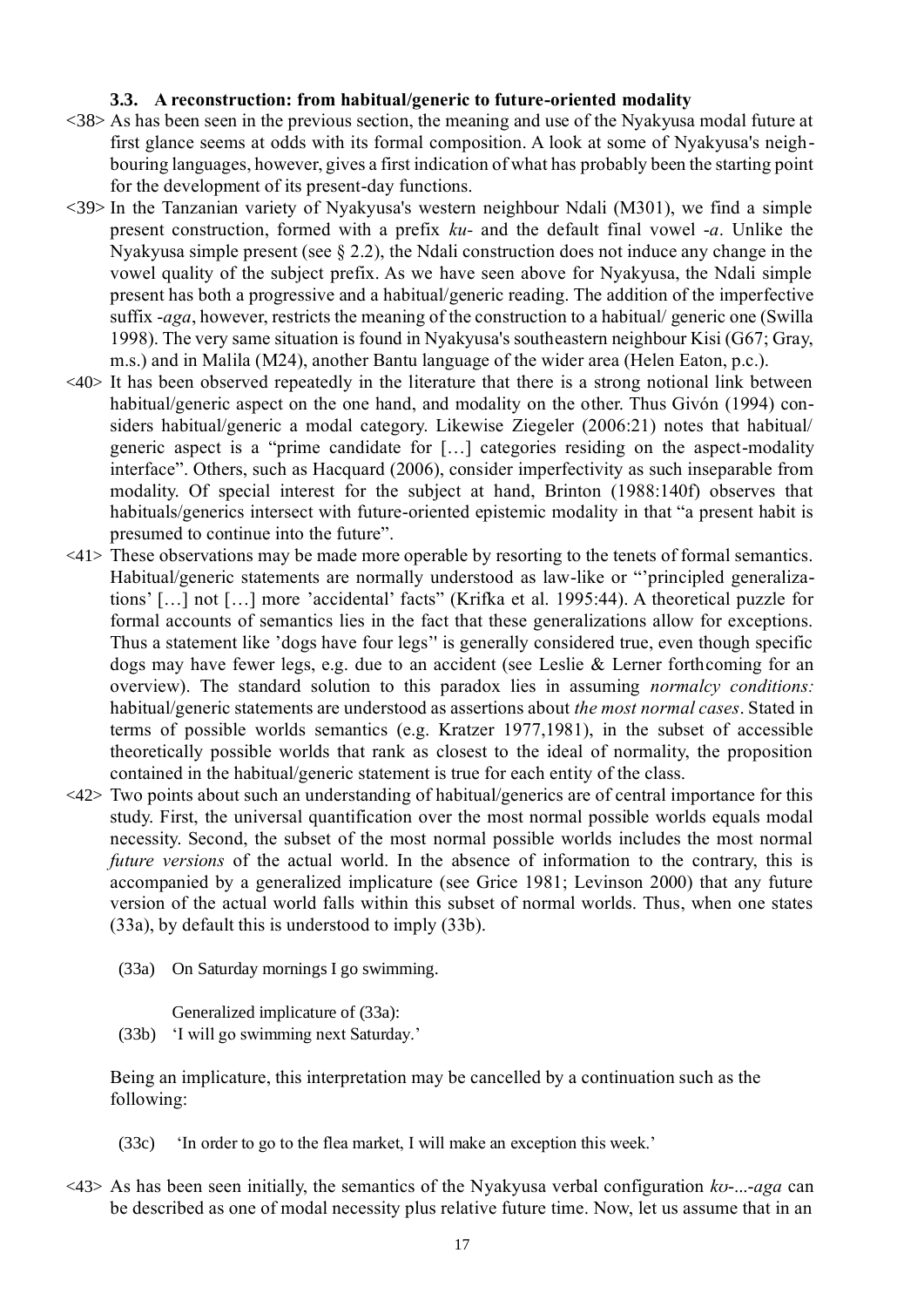### 3.3. A reconstruction: from habitual/generic to future-oriented modality

<38> As has been seen in the previous section, the meaning and use of the Nyakyusa modal future at first glance seems at odds with its formal composition. A look at some of Nyakyusa's neighbouring languages, however, gives a first indication of what has probably been the starting point for the development of its present-day functions.

<39> In the Tanzanian variety of Nyakyusa's western neighbour Ndali (M301), we find a simple present construction, formed with a prefix *ku-* and the default final vowel *-a*. Unlike the Nyakyusa simple present (see § 2.2), the Ndali construction does not induce any change in the vowel quality of the subject prefix. As we have seen above for Nyakyusa, the Ndali simple present has both a progressive and a habitual/generic reading. The addition of the imperfective suffix *-aga*, however, restricts the meaning of the construction to a habitual/ generic one (Swilla 1998). The very same situation is found in Nyakyusa's southeastern neighbour Kisi (G67; Gray, m.s.) and in Malila (M24), another Bantu language of the wider area (Helen Eaton, p.c.).

<40> It has been observed repeatedly in the literature that there is a strong notional link between habitual/generic aspect on the one hand, and modality on the other. Thus Givón (1994) considers habitual/generic a modal category. Likewise Ziegeler (2006:21) notes that habitual/ generic aspect is a "prime candidate for […] categories residing on the aspect-modality interface". Others, such as Hacquard (2006), consider imperfectivity as such inseparable from modality. Of special interest for the subject at hand, Brinton (1988:140f) observes that habituals/generics intersect with future-oriented epistemic modality in that "a present habit is presumed to continue into the future".

<41> These observations may be made more operable by resorting to the tenets of formal semantics. Habitual/generic statements are normally understood as law-like or "'principled generalizations' […] not […] more 'accidental' facts" (Krifka et al. 1995:44). A theoretical puzzle for formal accounts of semantics lies in the fact that these generalizations allow for exceptions. Thus a statement like 'dogs have four legs'' is generally considered true, even though specific dogs may have fewer legs, e.g. due to an accident (see Leslie & Lerner forthcoming for an overview). The standard solution to this paradox lies in assuming *normalcy conditions:* habitual/generic statements are understood as assertions about *the most normal cases*. Stated in terms of possible worlds semantics (e.g. Kratzer 1977,1981), in the subset of accessible theoretically possible worlds that rank as closest to the ideal of normality, the proposition contained in the habitual/generic statement is true for each entity of the class.

<42> Two points about such an understanding of habitual/generics are of central importance for this study. First, the universal quantification over the most normal possible worlds equals modal necessity. Second, the subset of the most normal possible worlds includes the most normal *future versions* of the actual world. In the absence of information to the contrary, this is accompanied by a generalized implicature (see Grice 1981; Levinson 2000) that any future version of the actual world falls within this subset of normal worlds. Thus, when one states (33a), by default this is understood to imply (33b).

(33a) On Saturday mornings I go swimming.

Generalized implicature of (33a):

(33b) 'I will go swimming next Saturday.'

Being an implicature, this interpretation may be cancelled by a continuation such as the following:

(33c) 'In order to go to the flea market, I will make an exception this week.'

<43> As has been seen initially, the semantics of the Nyakyusa verbal configuration *kʊ-...-aga* can be described as one of modal necessity plus relative future time. Now, let us assume that in an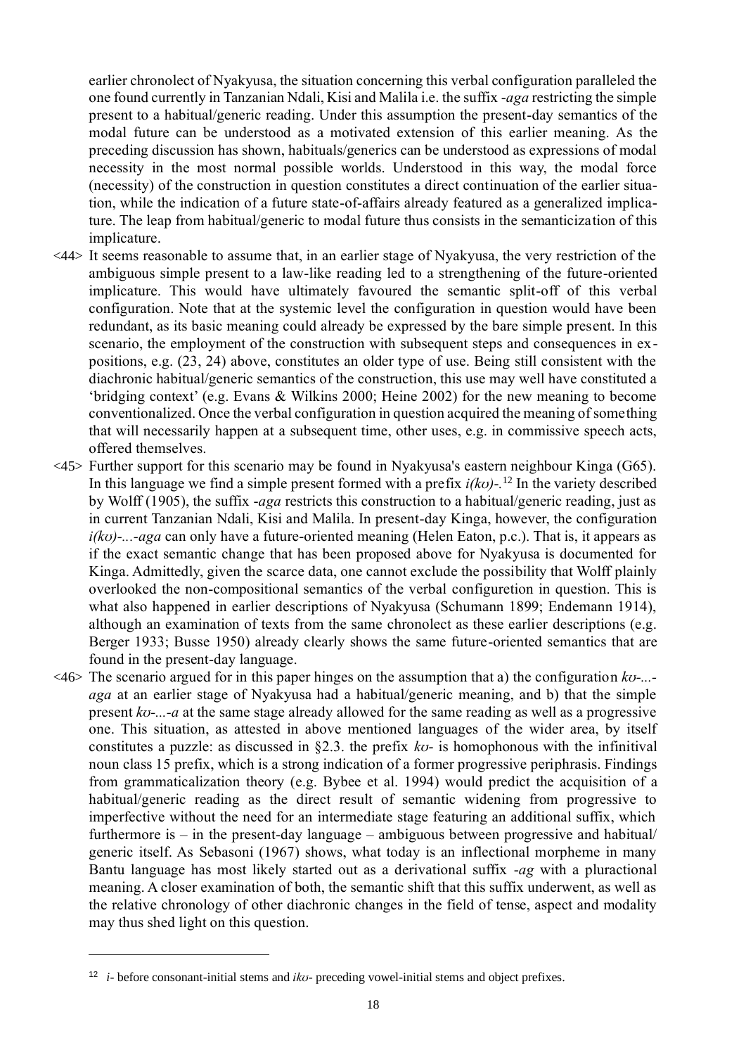earlier chronolect of Nyakyusa, the situation concerning this verbal configuration paralleled the one found currently in Tanzanian Ndali, Kisi and Malila i.e. the suffix *-aga* restricting the simple present to a habitual/generic reading. Under this assumption the present-day semantics of the modal future can be understood as a motivated extension of this earlier meaning. As the preceding discussion has shown, habituals/generics can be understood as expressions of modal necessity in the most normal possible worlds. Understood in this way, the modal force (necessity) of the construction in question constitutes a direct continuation of the earlier situation, while the indication of a future state-of-affairs already featured as a generalized implicature. The leap from habitual/generic to modal future thus consists in the semanticization of this implicature.

<44> It seems reasonable to assume that, in an earlier stage of Nyakyusa, the very restriction of the ambiguous simple present to a law-like reading led to a strengthening of the future-oriented implicature. This would have ultimately favoured the semantic split-off of this verbal configuration. Note that at the systemic level the configuration in question would have been redundant, as its basic meaning could already be expressed by the bare simple present. In this scenario, the employment of the construction with subsequent steps and consequences in expositions, e.g. (23, 24) above, constitutes an older type of use. Being still consistent with the diachronic habitual/generic semantics of the construction, this use may well have constituted a 'bridging context' (e.g. Evans & Wilkins 2000; Heine 2002) for the new meaning to become conventionalized. Once the verbal configuration in question acquired the meaning of something that will necessarily happen at a subsequent time, other uses, e.g. in commissive speech acts, offered themselves.

<45> Further support for this scenario may be found in Nyakyusa's eastern neighbour Kinga (G65). In this language we find a simple present formed with a prefix *i(kʊ)-*.[12] In the variety described by Wolff (1905), the suffix *-aga* restricts this construction to a habitual/generic reading, just as in current Tanzanian Ndali, Kisi and Malila. In present-day Kinga, however, the configuration *i(kʊ)-...-aga* can only have a future-oriented meaning (Helen Eaton, p.c.). That is, it appears as if the exact semantic change that has been proposed above for Nyakyusa is documented for Kinga. Admittedly, given the scarce data, one cannot exclude the possibility that Wolff plainly overlooked the non-compositional semantics of the verbal configuretion in question. This is what also happened in earlier descriptions of Nyakyusa (Schumann 1899; Endemann 1914), although an examination of texts from the same chronolect as these earlier descriptions (e.g. Berger 1933; Busse 1950) already clearly shows the same future-oriented semantics that are found in the present-day language.

<46> The scenario argued for in this paper hinges on the assumption that a) the configuration *kʊ-...-aga* at an earlier stage of Nyakyusa had a habitual/generic meaning, and b) that the simple present *kʊ-...-a* at the same stage already allowed for the same reading as well as a progressive one. This situation, as attested in above mentioned languages of the wider area, by itself constitutes a puzzle: as discussed in §2.3. the prefix *kʊ-* is homophonous with the infinitival noun class 15 prefix, which is a strong indication of a former progressive periphrasis. Findings from grammaticalization theory (e.g. Bybee et al. 1994) would predict the acquisition of a habitual/generic reading as the direct result of semantic widening from progressive to imperfective without the need for an intermediate stage featuring an additional suffix, which furthermore is – in the present-day language – ambiguous between progressive and habitual/ generic itself. As Sebasoni (1967) shows, what today is an inflectional morpheme in many Bantu language has most likely started out as a derivational suffix *-ag* with a pluractional meaning. A closer examination of both, the semantic shift that this suffix underwent, as well as the relative chronology of other diachronic changes in the field of tense, aspect and modality may thus shed light on this question.

---

[12] *i-* before consonant-initial stems and *ikʊ-* preceding vowel-initial stems and object prefixes.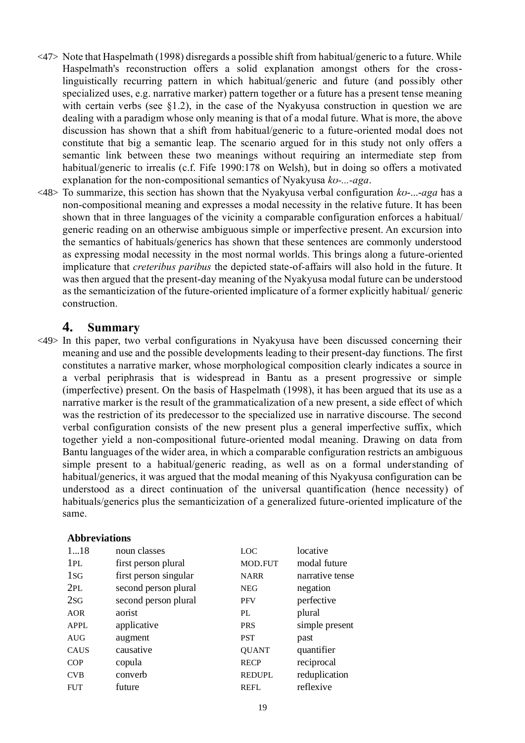<47> Note that Haspelmath (1998) disregards a possible shift from habitual/generic to a future. While Haspelmath's reconstruction offers a solid explanation amongst others for the cross-linguistically recurring pattern in which habitual/generic and future (and possibly other specialized uses, e.g. narrative marker) pattern together or a future has a present tense meaning with certain verbs (see §1.2), in the case of the Nyakyusa construction in question we are dealing with a paradigm whose only meaning is that of a modal future. What is more, the above discussion has shown that a shift from habitual/generic to a future-oriented modal does not constitute that big a semantic leap. The scenario argued for in this study not only offers a semantic link between these two meanings without requiring an intermediate step from habitual/generic to irrealis (c.f. Fife 1990:178 on Welsh), but in doing so offers a motivated explanation for the non-compositional semantics of Nyakyusa *kʊ-...-aga*.

<48> To summarize, this section has shown that the Nyakyusa verbal configuration *kʊ-...-aga* has a non-compositional meaning and expresses a modal necessity in the relative future. It has been shown that in three languages of the vicinity a comparable configuration enforces a habitual/ generic reading on an otherwise ambiguous simple or imperfective present. An excursion into the semantics of habituals/generics has shown that these sentences are commonly understood as expressing modal necessity in the most normal worlds. This brings along a future-oriented implicature that *creteribus paribus* the depicted state-of-affairs will also hold in the future. It was then argued that the present-day meaning of the Nyakyusa modal future can be understood as the semanticization of the future-oriented implicature of a former explicitly habitual/ generic construction.

## 4. Summary

<49> In this paper, two verbal configurations in Nyakyusa have been discussed concerning their meaning and use and the possible developments leading to their present-day functions. The first constitutes a narrative marker, whose morphological composition clearly indicates a source in a verbal periphrasis that is widespread in Bantu as a present progressive or simple (imperfective) present. On the basis of Haspelmath (1998), it has been argued that its use as a narrative marker is the result of the grammaticalization of a new present, a side effect of which was the restriction of its predecessor to the specialized use in narrative discourse. The second verbal configuration consists of the new present plus a general imperfective suffix, which together yield a non-compositional future-oriented modal meaning. Drawing on data from Bantu languages of the wider area, in which a comparable configuration restricts an ambiguous simple present to a habitual/generic reading, as well as on a formal understanding of habitual/generics, it was argued that the modal meaning of this Nyakyusa configuration can be understood as a direct continuation of the universal quantification (hence necessity) of habituals/generics plus the semanticization of a generalized future-oriented implicature of the same.

### Abbreviations

| | | | |
|---|---|---|---|
| 1...18 | noun classes | LOC | locative |
| 1PL | first person plural | MOD.FUT | modal future |
| 1SG | first person singular | NARR | narrative tense |
| 2PL | second person plural | NEG | negation |
| 2SG | second person plural | PFV | perfective |
| AOR | aorist | PL | plural |
| APPL | applicative | PRS | simple present |
| AUG | augment | PST | past |
| CAUS | causative | QUANT | quantifier |
| COP | copula | RECP | reciprocal |
| CVB | converb | REDUPL | reduplication |
| FUT | future | REFL | reflexive |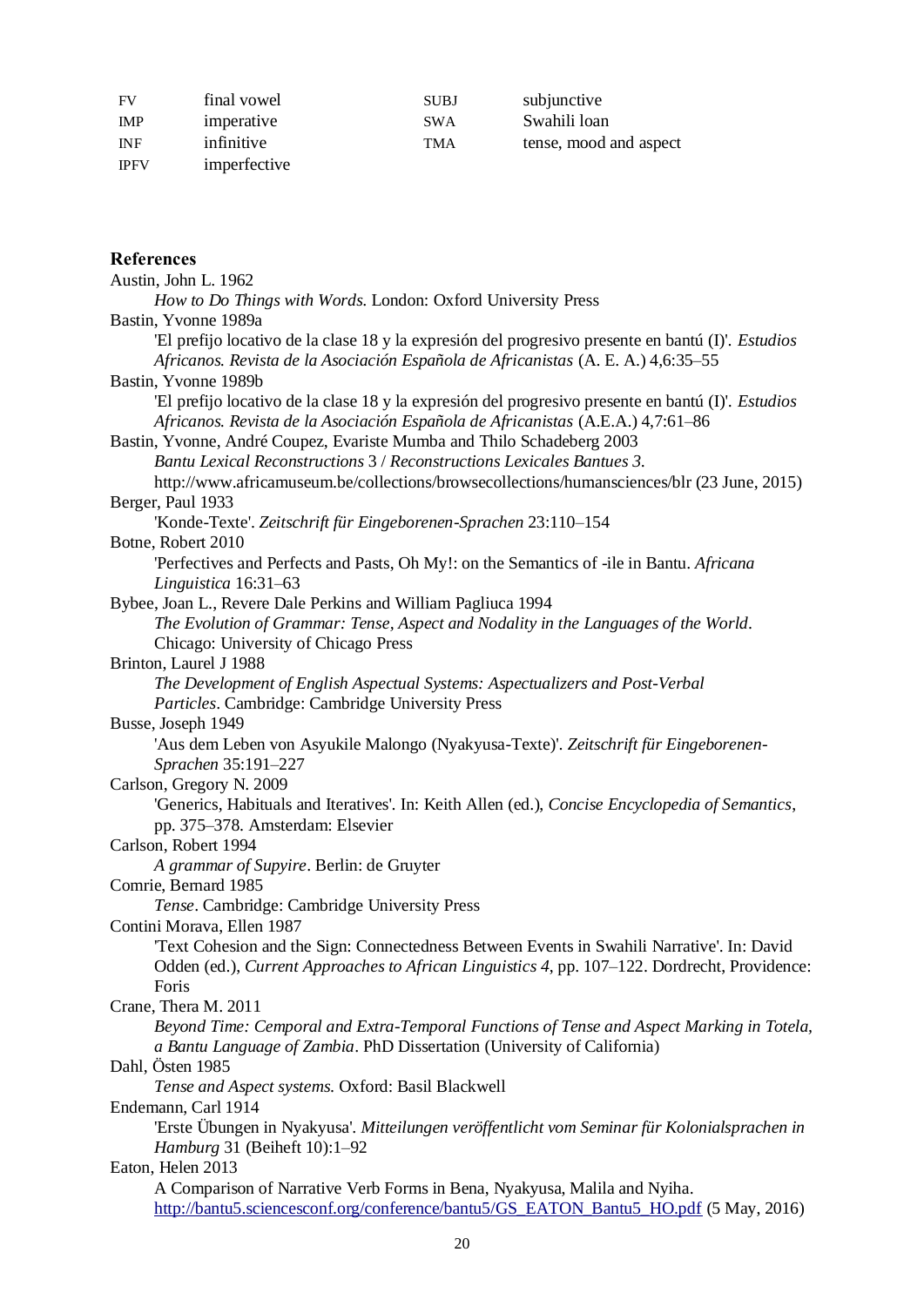| | | | |
|---|---|---|---|
| FV | final vowel | SUBJ | subjunctive |
| IMP | imperative | SWA | Swahili loan |
| INF | infinitive | TMA | tense, mood and aspect |
| IPFV | imperfective | | |

**References**

Austin, John L. 1962
*How to Do Things with Words.* London: Oxford University Press

Bastin, Yvonne 1989a
'El prefijo locativo de la clase 18 y la expresión del progresivo presente en bantú (I)'. *Estudios Africanos. Revista de la Asociación Española de Africanistas* (A. E. A.) 4,6:35–55

Bastin, Yvonne 1989b
'El prefijo locativo de la clase 18 y la expresión del progresivo presente en bantú (I)'. *Estudios Africanos. Revista de la Asociación Española de Africanistas* (A.E.A.) 4,7:61–86

Bastin, Yvonne, André Coupez, Evariste Mumba and Thilo Schadeberg 2003
*Bantu Lexical Reconstructions* 3 / *Reconstructions Lexicales Bantues 3.*
http://www.africamuseum.be/collections/browsecollections/humansciences/blr (23 June, 2015)

Berger, Paul 1933
'Konde-Texte'. *Zeitschrift für Eingeborenen-Sprachen* 23:110–154

Botne, Robert 2010
'Perfectives and Perfects and Pasts, Oh My!: on the Semantics of -ile in Bantu. *Africana Linguistica* 16:31–63

Bybee, Joan L., Revere Dale Perkins and William Pagliuca 1994
*The Evolution of Grammar: Tense, Aspect and Nodality in the Languages of the World*. Chicago: University of Chicago Press

Brinton, Laurel J 1988
*The Development of English Aspectual Systems: Aspectualizers and Post-Verbal Particles*. Cambridge: Cambridge University Press

Busse, Joseph 1949
'Aus dem Leben von Asyukile Malongo (Nyakyusa-Texte)'. *Zeitschrift für Eingeborenen-Sprachen* 35:191–227

Carlson, Gregory N. 2009
'Generics, Habituals and Iteratives'. In: Keith Allen (ed.), *Concise Encyclopedia of Semantics*, pp. 375–378. Amsterdam: Elsevier

Carlson, Robert 1994
*A grammar of Supyire*. Berlin: de Gruyter

Comrie, Bernard 1985
*Tense*. Cambridge: Cambridge University Press

Contini Morava, Ellen 1987
'Text Cohesion and the Sign: Connectedness Between Events in Swahili Narrative'. In: David Odden (ed.), *Current Approaches to African Linguistics 4*, pp. 107–122. Dordrecht, Providence: Foris

Crane, Thera M. 2011
*Beyond Time: Cemporal and Extra-Temporal Functions of Tense and Aspect Marking in Totela, a Bantu Language of Zambia*. PhD Dissertation (University of California)

Dahl, Östen 1985
*Tense and Aspect systems.* Oxford: Basil Blackwell

Endemann, Carl 1914
'Erste Übungen in Nyakyusa'. *Mitteilungen veröffentlicht vom Seminar für Kolonialsprachen in Hamburg* 31 (Beiheft 10):1–92

Eaton, Helen 2013
A Comparison of Narrative Verb Forms in Bena, Nyakyusa, Malila and Nyiha.
http://bantu5.sciencesconf.org/conference/bantu5/GS_EATON_Bantu5_HO.pdf (5 May, 2016)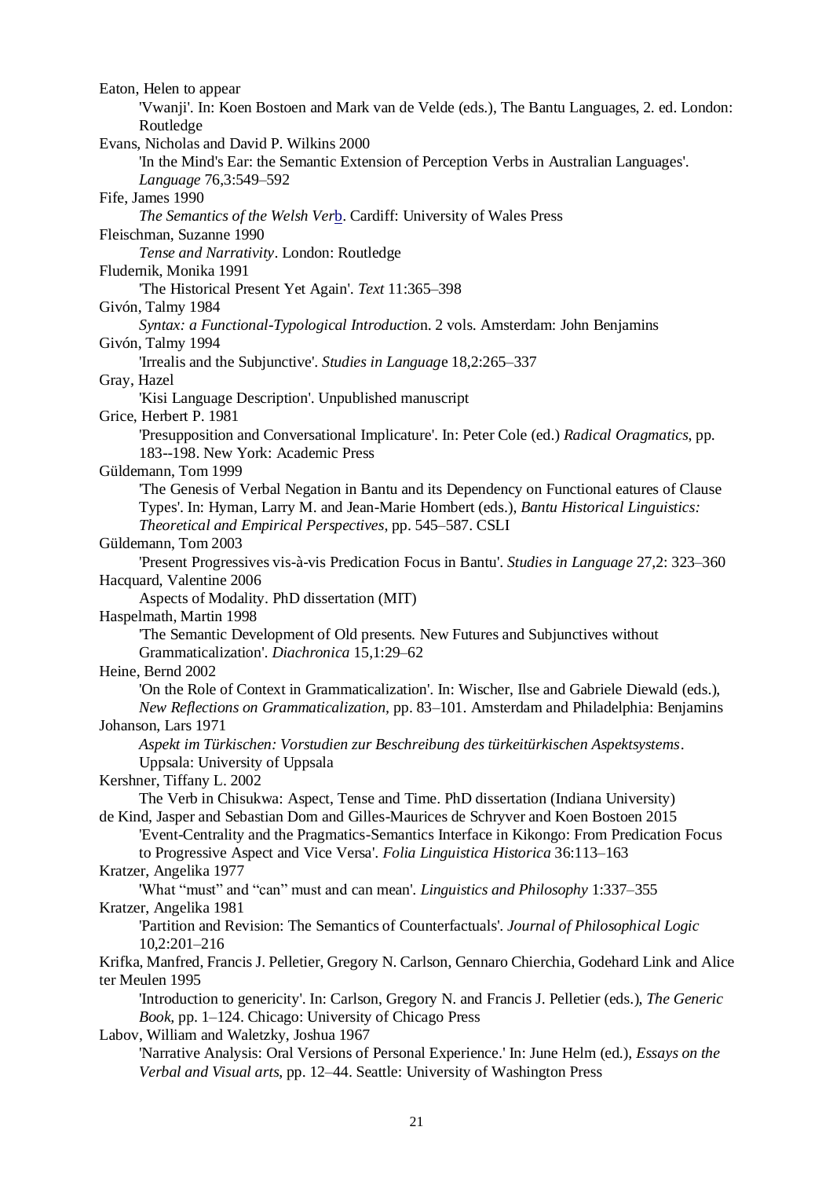Eaton, Helen to appear

'Vwanji'. In: Koen Bostoen and Mark van de Velde (eds.), The Bantu Languages, 2. ed. London: Routledge

Evans, Nicholas and David P. Wilkins 2000

'In the Mind's Ear: the Semantic Extension of Perception Verbs in Australian Languages'. *Language* 76,3:549–592

Fife, James 1990

*The Semantics of the Welsh Verb*. Cardiff: University of Wales Press

Fleischman, Suzanne 1990

*Tense and Narrativity*. London: Routledge

Fludernik, Monika 1991

'The Historical Present Yet Again'. *Text* 11:365–398

Givón, Talmy 1984

*Syntax: a Functional-Typological Introduction*. 2 vols. Amsterdam: John Benjamins

Givón, Talmy 1994

'Irrealis and the Subjunctive'. *Studies in Language* 18,2:265–337

Gray, Hazel

'Kisi Language Description'. Unpublished manuscript

Grice, Herbert P. 1981

'Presupposition and Conversational Implicature'. In: Peter Cole (ed.) *Radical Oragmatics*, pp. 183--198. New York: Academic Press

Güldemann, Tom 1999

'The Genesis of Verbal Negation in Bantu and its Dependency on Functional eatures of Clause Types'. In: Hyman, Larry M. and Jean-Marie Hombert (eds.), *Bantu Historical Linguistics: Theoretical and Empirical Perspectives*, pp. 545–587. CSLI

Güldemann, Tom 2003

'Present Progressives vis-à-vis Predication Focus in Bantu'. *Studies in Language* 27,2: 323–360

Hacquard, Valentine 2006

Aspects of Modality. PhD dissertation (MIT)

Haspelmath, Martin 1998

'The Semantic Development of Old presents. New Futures and Subjunctives without Grammaticalization'. *Diachronica* 15,1:29–62

Heine, Bernd 2002

'On the Role of Context in Grammaticalization'. In: Wischer, Ilse and Gabriele Diewald (eds.), *New Reflections on Grammaticalization*, pp. 83–101. Amsterdam and Philadelphia: Benjamins

Johanson, Lars 1971

*Aspekt im Türkischen: Vorstudien zur Beschreibung des türkeitürkischen Aspektsystems*. Uppsala: University of Uppsala

Kershner, Tiffany L. 2002

The Verb in Chisukwa: Aspect, Tense and Time. PhD dissertation (Indiana University)

de Kind, Jasper and Sebastian Dom and Gilles-Maurices de Schryver and Koen Bostoen 2015

'Event-Centrality and the Pragmatics-Semantics Interface in Kikongo: From Predication Focus to Progressive Aspect and Vice Versa'. *Folia Linguistica Historica* 36:113–163

Kratzer, Angelika 1977

'What "must" and "can" must and can mean'. *Linguistics and Philosophy* 1:337–355

Kratzer, Angelika 1981

'Partition and Revision: The Semantics of Counterfactuals'. *Journal of Philosophical Logic* 10,2:201–216

Krifka, Manfred, Francis J. Pelletier, Gregory N. Carlson, Gennaro Chierchia, Godehard Link and Alice ter Meulen 1995

'Introduction to genericity'. In: Carlson, Gregory N. and Francis J. Pelletier (eds.), *The Generic Book*, pp. 1–124. Chicago: University of Chicago Press

Labov, William and Waletzky, Joshua 1967

'Narrative Analysis: Oral Versions of Personal Experience.' In: June Helm (ed.), *Essays on the Verbal and Visual arts*, pp. 12–44. Seattle: University of Washington Press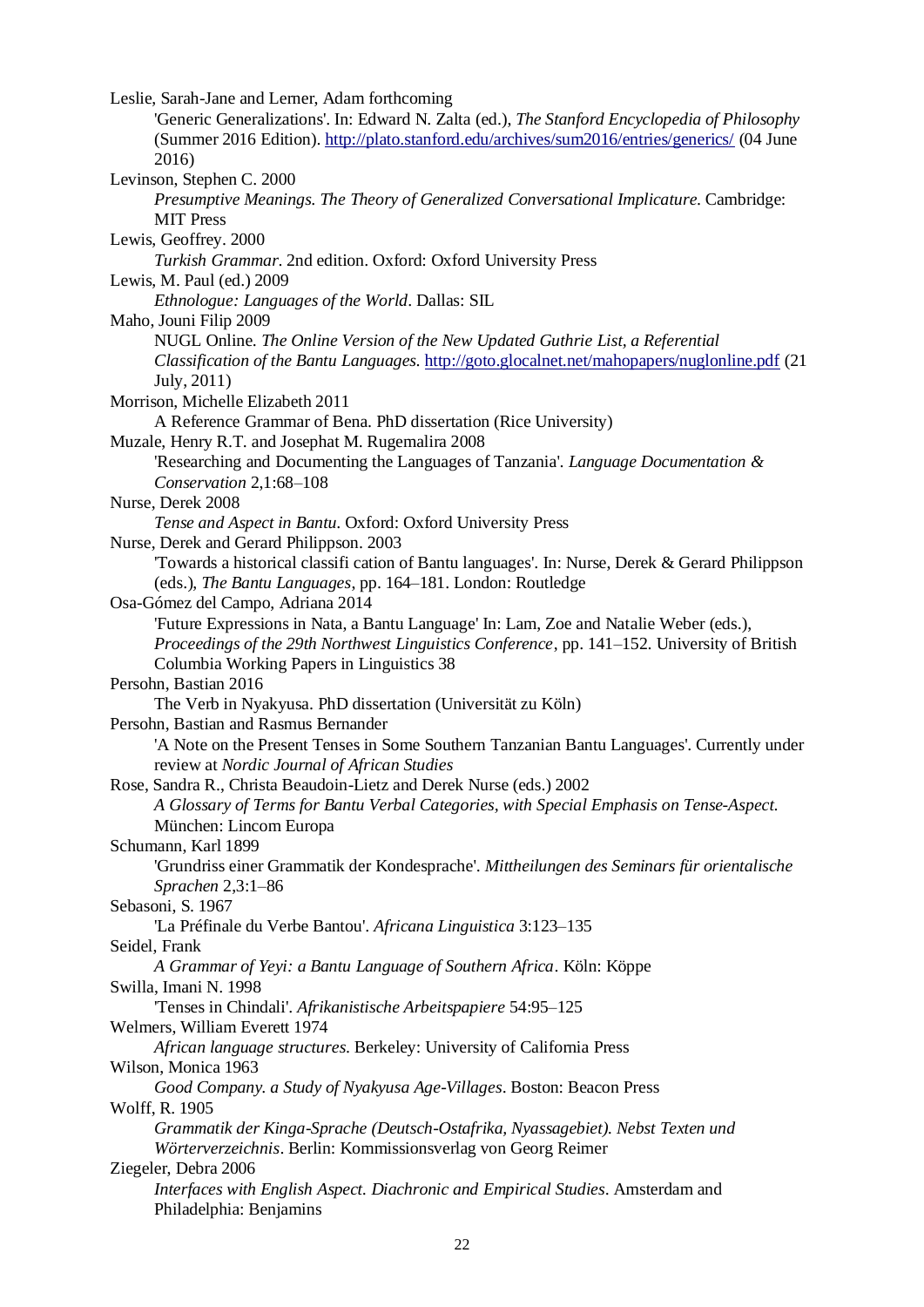Leslie, Sarah-Jane and Lerner, Adam forthcoming
    'Generic Generalizations'. In: Edward N. Zalta (ed.), *The Stanford Encyclopedia of Philosophy* (Summer 2016 Edition). http://plato.stanford.edu/archives/sum2016/entries/generics/ (04 June 2016)

Levinson, Stephen C. 2000
    *Presumptive Meanings. The Theory of Generalized Conversational Implicature*. Cambridge: MIT Press

Lewis, Geoffrey. 2000
    *Turkish Grammar*. 2nd edition. Oxford: Oxford University Press

Lewis, M. Paul (ed.) 2009
    *Ethnologue: Languages of the World*. Dallas: SIL

Maho, Jouni Filip 2009
    NUGL Online. *The Online Version of the New Updated Guthrie List, a Referential Classification of the Bantu Languages*. http://goto.glocalnet.net/mahopapers/nuglonline.pdf (21 July, 2011)

Morrison, Michelle Elizabeth 2011
    A Reference Grammar of Bena. PhD dissertation (Rice University)

Muzale, Henry R.T. and Josephat M. Rugemalira 2008
    'Researching and Documenting the Languages of Tanzania'. *Language Documentation & Conservation* 2,1:68–108

Nurse, Derek 2008
    *Tense and Aspect in Bantu*. Oxford: Oxford University Press

Nurse, Derek and Gerard Philippson. 2003
    'Towards a historical classifi cation of Bantu languages'. In: Nurse, Derek & Gerard Philippson (eds.), *The Bantu Languages*, pp. 164–181. London: Routledge

Osa-Gómez del Campo, Adriana 2014
    'Future Expressions in Nata, a Bantu Language' In: Lam, Zoe and Natalie Weber (eds.), *Proceedings of the 29th Northwest Linguistics Conference*, pp. 141–152. University of British Columbia Working Papers in Linguistics 38

Persohn, Bastian 2016
    The Verb in Nyakyusa. PhD dissertation (Universität zu Köln)

Persohn, Bastian and Rasmus Bernander
    'A Note on the Present Tenses in Some Southern Tanzanian Bantu Languages'. Currently under review at *Nordic Journal of African Studies*

Rose, Sandra R., Christa Beaudoin-Lietz and Derek Nurse (eds.) 2002
    *A Glossary of Terms for Bantu Verbal Categories, with Special Emphasis on Tense-Aspect*. München: Lincom Europa

Schumann, Karl 1899
    'Grundriss einer Grammatik der Kondesprache'. *Mittheilungen des Seminars für orientalische Sprachen* 2,3:1–86

Sebasoni, S. 1967
    'La Préfinale du Verbe Bantou'. *Africana Linguistica* 3:123–135

Seidel, Frank
    *A Grammar of Yeyi: a Bantu Language of Southern Africa*. Köln: Köppe

Swilla, Imani N. 1998
    'Tenses in Chindali'. *Afrikanistische Arbeitspapiere* 54:95–125

Welmers, William Everett 1974
    *African language structures*. Berkeley: University of California Press

Wilson, Monica 1963
    *Good Company. a Study of Nyakyusa Age-Villages*. Boston: Beacon Press

Wolff, R. 1905
    *Grammatik der Kinga-Sprache (Deutsch-Ostafrika, Nyassagebiet). Nebst Texten und Wörterverzeichnis*. Berlin: Kommissionsverlag von Georg Reimer

Ziegeler, Debra 2006
    *Interfaces with English Aspect. Diachronic and Empirical Studies*. Amsterdam and Philadelphia: Benjamins